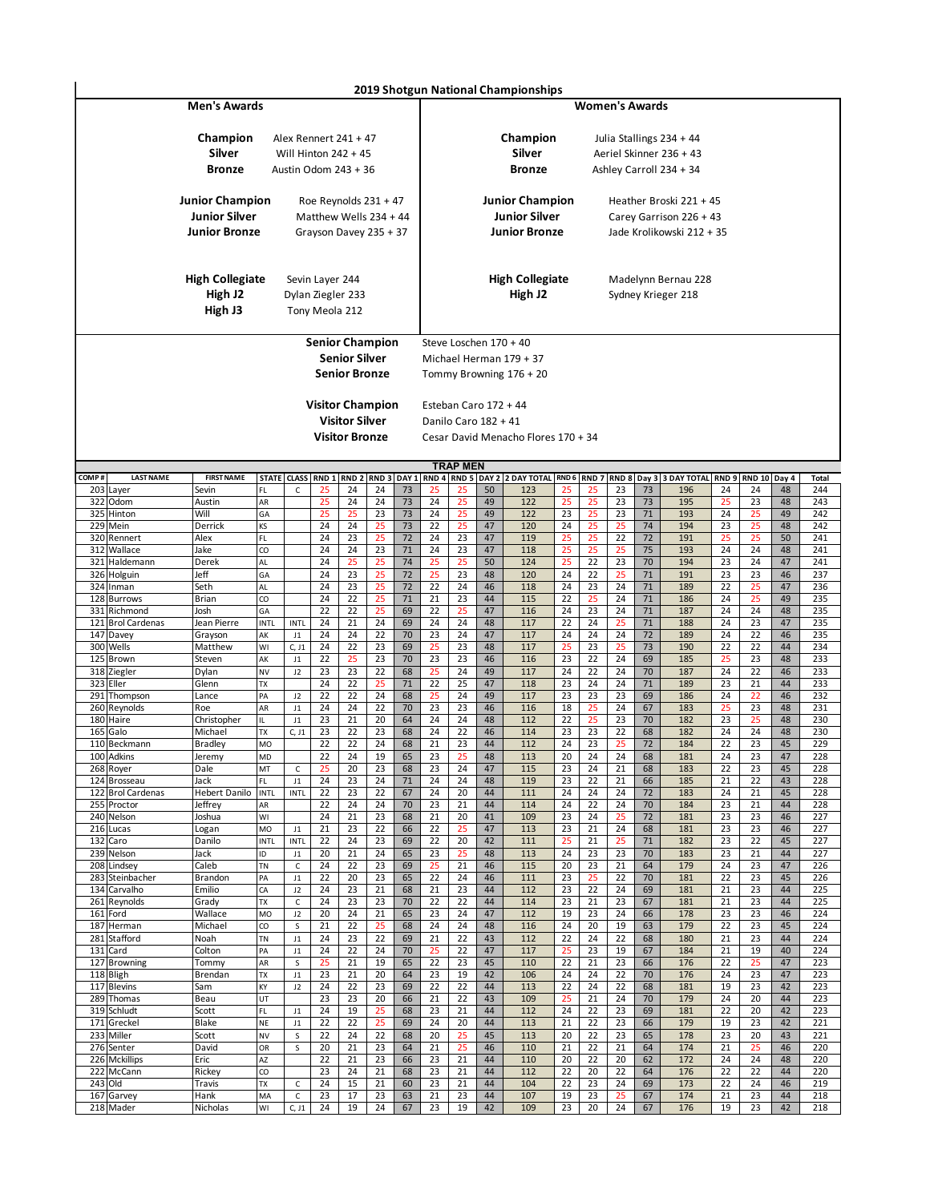# 2019 Shotgun National Championships

## Men's Awards

| | |
|---|---|
| **Champion** | Alex Rennert 241 + 47 |
| **Silver** | Will Hinton 242 + 45 |
| **Bronze** | Austin Odom 243 + 36 |
| **Junior Champion** | Roe Reynolds 231 + 47 |
| **Junior Silver** | Matthew Wells 234 + 44 |
| **Junior Bronze** | Grayson Davey 235 + 37 |
| **High Collegiate** | Sevin Layer 244 |
| **High J2** | Dylan Ziegler 233 |
| **High J3** | Tony Meola 212 |

## Women's Awards

| | |
|---|---|
| **Champion** | Julia Stallings 234 + 44 |
| **Silver** | Aeriel Skinner 236 + 43 |
| **Bronze** | Ashley Carroll 234 + 34 |
| **Junior Champion** | Heather Broski 221 + 45 |
| **Junior Silver** | Carey Garrison 226 + 43 |
| **Junior Bronze** | Jade Krolikowski 212 + 35 |
| **High Collegiate** | Madelynn Bernau 228 |
| **High J2** | Sydney Krieger 218 |

| | |
|---|---|
| **Senior Champion** | Steve Loschen 170 + 40 |
| **Senior Silver** | Michael Herman 179 + 37 |
| **Senior Bronze** | Tommy Browning 176 + 20 |
| **Visitor Champion** | Esteban Caro 172 + 44 |
| **Visitor Silver** | Danilo Caro 182 + 41 |
| **Visitor Bronze** | Cesar David Menacho Flores 170 + 34 |

## TRAP MEN

| COMP # | LAST NAME | FIRST NAME | STATE | CLASS | RND 1 | RND 2 | RND 3 | DAY 1 | RND 4 | RND 5 | DAY 2 | 2 DAY TOTAL | RND 6 | RND 7 | RND 8 | Day 3 | 3 DAY TOTAL | RND 9 | RND 10 | Day 4 | Total |
|---|---|---|---|---|---|---|---|---|---|---|---|---|---|---|---|---|---|---|---|---|---|
| 203 | Layer | Sevin | FL | C | 25 | 24 | 24 | 73 | 25 | 25 | 50 | 123 | 25 | 25 | 23 | 73 | 196 | 24 | 24 | 48 | 244 |
| 322 | Odom | Austin | AR | | 25 | 24 | 24 | 73 | 24 | 25 | 49 | 122 | 25 | 25 | 23 | 73 | 195 | 25 | 23 | 48 | 243 |
| 325 | Hinton | Will | GA | | 25 | 25 | 23 | 73 | 24 | 25 | 49 | 122 | 23 | 25 | 23 | 71 | 193 | 24 | 25 | 49 | 242 |
| 229 | Mein | Derrick | KS | | 24 | 24 | 25 | 73 | 22 | 25 | 47 | 120 | 24 | 25 | 25 | 74 | 194 | 23 | 25 | 48 | 242 |
| 320 | Rennert | Alex | FL | | 24 | 23 | 25 | 72 | 24 | 23 | 47 | 119 | 25 | 25 | 22 | 72 | 191 | 25 | 25 | 50 | 241 |
| 312 | Wallace | Jake | CO | | 24 | 24 | 23 | 71 | 24 | 23 | 47 | 118 | 25 | 25 | 25 | 75 | 193 | 24 | 24 | 48 | 241 |
| 321 | Haldemann | Derek | AL | | 24 | 25 | 25 | 74 | 25 | 25 | 50 | 124 | 25 | 22 | 23 | 70 | 194 | 23 | 24 | 47 | 241 |
| 326 | Holguin | Jeff | GA | | 24 | 23 | 25 | 72 | 25 | 23 | 48 | 120 | 24 | 22 | 25 | 71 | 191 | 23 | 23 | 46 | 237 |
| 324 | Inman | Seth | AL | | 24 | 23 | 25 | 72 | 22 | 24 | 46 | 118 | 24 | 23 | 24 | 71 | 189 | 22 | 25 | 47 | 236 |
| 128 | Burrows | Brian | CO | | 24 | 22 | 25 | 71 | 21 | 23 | 44 | 115 | 22 | 25 | 24 | 71 | 186 | 24 | 25 | 49 | 235 |
| 331 | Richmond | Josh | GA | | 22 | 22 | 25 | 69 | 22 | 25 | 47 | 116 | 24 | 23 | 24 | 71 | 187 | 24 | 24 | 48 | 235 |
| 121 | Brol Cardenas | Jean Pierre | INTL | INTL | 24 | 21 | 24 | 69 | 24 | 24 | 48 | 117 | 22 | 24 | 25 | 71 | 188 | 24 | 23 | 47 | 235 |
| 147 | Davey | Grayson | AK | J1 | 24 | 24 | 22 | 70 | 23 | 24 | 47 | 117 | 24 | 24 | 24 | 72 | 189 | 24 | 22 | 46 | 235 |
| 300 | Wells | Matthew | WI | C, J1 | 24 | 22 | 23 | 69 | 25 | 23 | 48 | 117 | 25 | 23 | 25 | 73 | 190 | 22 | 22 | 44 | 234 |
| 125 | Brown | Steven | AK | J1 | 22 | 25 | 23 | 70 | 23 | 23 | 46 | 116 | 23 | 22 | 24 | 69 | 185 | 25 | 23 | 48 | 233 |
| 318 | Ziegler | Dylan | NV | J2 | 23 | 23 | 22 | 68 | 25 | 24 | 49 | 117 | 24 | 22 | 24 | 70 | 187 | 24 | 22 | 46 | 233 |
| 323 | Eller | Glenn | TX | | 24 | 22 | 25 | 71 | 22 | 25 | 47 | 118 | 23 | 24 | 24 | 71 | 189 | 23 | 21 | 44 | 233 |
| 291 | Thompson | Lance | PA | J2 | 22 | 22 | 24 | 68 | 25 | 24 | 49 | 117 | 23 | 23 | 23 | 69 | 186 | 24 | 22 | 46 | 232 |
| 260 | Reynolds | Roe | AR | J1 | 24 | 24 | 22 | 70 | 23 | 23 | 46 | 116 | 18 | 25 | 24 | 67 | 183 | 25 | 23 | 48 | 231 |
| 180 | Haire | Christopher | IL | J1 | 23 | 21 | 20 | 64 | 24 | 24 | 48 | 112 | 22 | 25 | 23 | 70 | 182 | 23 | 25 | 48 | 230 |
| 165 | Galo | Michael | TX | C, J1 | 23 | 22 | 23 | 68 | 24 | 22 | 46 | 114 | 23 | 23 | 22 | 68 | 182 | 24 | 24 | 48 | 230 |
| 110 | Beckmann | Bradley | MO | | 22 | 22 | 24 | 68 | 21 | 23 | 44 | 112 | 24 | 23 | 25 | 72 | 184 | 22 | 23 | 45 | 229 |
| 100 | Adkins | Jeremy | MD | | 22 | 24 | 19 | 65 | 23 | 25 | 48 | 113 | 20 | 24 | 24 | 68 | 181 | 24 | 23 | 47 | 228 |
| 268 | Royer | Dale | MT | C | 25 | 20 | 23 | 68 | 23 | 24 | 47 | 115 | 23 | 24 | 21 | 68 | 183 | 22 | 23 | 45 | 228 |
| 124 | Brosseau | Jack | FL | J1 | 24 | 23 | 24 | 71 | 24 | 24 | 48 | 119 | 23 | 22 | 21 | 66 | 185 | 21 | 22 | 43 | 228 |
| 122 | Brol Cardenas | Hebert Danilo | INTL | INTL | 22 | 23 | 22 | 67 | 24 | 20 | 44 | 111 | 24 | 24 | 24 | 72 | 183 | 24 | 21 | 45 | 228 |
| 255 | Proctor | Jeffrey | AR | | 22 | 24 | 24 | 70 | 23 | 21 | 44 | 114 | 24 | 22 | 24 | 70 | 184 | 23 | 21 | 44 | 228 |
| 240 | Nelson | Joshua | WI | | 24 | 21 | 23 | 68 | 21 | 20 | 41 | 109 | 23 | 24 | 25 | 72 | 181 | 23 | 23 | 46 | 227 |
| 216 | Lucas | Logan | MO | J1 | 21 | 23 | 22 | 66 | 22 | 25 | 47 | 113 | 23 | 21 | 24 | 68 | 181 | 23 | 23 | 46 | 227 |
| 132 | Caro | Danilo | INTL | INTL | 22 | 24 | 23 | 69 | 22 | 20 | 42 | 111 | 25 | 21 | 25 | 71 | 182 | 23 | 22 | 45 | 227 |
| 239 | Nelson | Jack | ID | J1 | 20 | 21 | 24 | 65 | 23 | 25 | 48 | 113 | 24 | 23 | 23 | 70 | 183 | 23 | 21 | 44 | 227 |
| 208 | Lindsey | Caleb | TN | C | 24 | 22 | 23 | 69 | 25 | 21 | 46 | 115 | 20 | 23 | 21 | 64 | 179 | 24 | 23 | 47 | 226 |
| 283 | Steinbacher | Brandon | PA | J1 | 22 | 20 | 23 | 65 | 22 | 24 | 46 | 111 | 23 | 25 | 22 | 70 | 181 | 22 | 23 | 45 | 226 |
| 134 | Carvalho | Emilio | CA | J2 | 24 | 23 | 21 | 68 | 21 | 23 | 44 | 112 | 23 | 22 | 24 | 69 | 181 | 21 | 23 | 44 | 225 |
| 261 | Reynolds | Grady | TX | C | 24 | 23 | 23 | 70 | 22 | 22 | 44 | 114 | 23 | 21 | 23 | 67 | 181 | 23 | 21 | 44 | 225 |
| 161 | Ford | Wallace | MO | J2 | 20 | 24 | 21 | 65 | 23 | 24 | 47 | 112 | 19 | 23 | 24 | 66 | 178 | 23 | 23 | 46 | 224 |
| 187 | Herman | Michael | CO | S | 21 | 22 | 25 | 68 | 24 | 24 | 48 | 116 | 24 | 20 | 19 | 63 | 179 | 22 | 23 | 45 | 224 |
| 281 | Stafford | Noah | TN | J1 | 24 | 23 | 22 | 69 | 21 | 22 | 43 | 112 | 22 | 24 | 22 | 68 | 180 | 21 | 23 | 44 | 224 |
| 131 | Card | Colton | PA | J1 | 24 | 22 | 24 | 70 | 25 | 22 | 47 | 117 | 25 | 23 | 19 | 67 | 184 | 21 | 19 | 40 | 224 |
| 127 | Browning | Tommy | AR | S | 25 | 21 | 19 | 65 | 22 | 23 | 45 | 110 | 22 | 21 | 23 | 66 | 176 | 22 | 25 | 47 | 223 |
| 118 | Bligh | Brendan | TX | J1 | 23 | 21 | 20 | 64 | 23 | 19 | 42 | 106 | 24 | 24 | 22 | 70 | 176 | 24 | 23 | 47 | 223 |
| 117 | Blevins | Sam | KY | J2 | 24 | 22 | 23 | 69 | 22 | 22 | 44 | 113 | 22 | 24 | 22 | 68 | 181 | 19 | 23 | 42 | 223 |
| 289 | Thomas | Beau | UT | | 23 | 23 | 20 | 66 | 21 | 22 | 43 | 109 | 25 | 21 | 24 | 70 | 179 | 24 | 20 | 44 | 223 |
| 319 | Schludt | Scott | FL | J1 | 24 | 19 | 25 | 68 | 23 | 21 | 44 | 112 | 24 | 22 | 23 | 69 | 181 | 22 | 20 | 42 | 223 |
| 171 | Greckel | Blake | NE | J1 | 22 | 22 | 25 | 69 | 24 | 20 | 44 | 113 | 21 | 22 | 23 | 66 | 179 | 19 | 23 | 42 | 221 |
| 233 | Miller | Scott | NV | S | 22 | 24 | 22 | 68 | 20 | 25 | 45 | 113 | 20 | 22 | 23 | 65 | 178 | 23 | 20 | 43 | 221 |
| 276 | Senter | David | OR | S | 20 | 21 | 23 | 64 | 21 | 25 | 46 | 110 | 21 | 22 | 21 | 64 | 174 | 21 | 25 | 46 | 220 |
| 226 | Mckillips | Eric | AZ | | 22 | 21 | 23 | 66 | 23 | 21 | 44 | 110 | 20 | 22 | 20 | 62 | 172 | 24 | 24 | 48 | 220 |
| 222 | McCann | Rickey | CO | | 23 | 24 | 21 | 68 | 23 | 21 | 44 | 112 | 22 | 20 | 22 | 64 | 176 | 22 | 22 | 44 | 220 |
| 243 | Old | Travis | TX | C | 24 | 15 | 21 | 60 | 23 | 21 | 44 | 104 | 22 | 23 | 24 | 69 | 173 | 22 | 24 | 46 | 219 |
| 167 | Garvey | Hank | MA | C | 23 | 17 | 23 | 63 | 21 | 23 | 44 | 107 | 19 | 23 | 25 | 67 | 174 | 21 | 23 | 44 | 218 |
| 218 | Mader | Nicholas | WI | C, J1 | 24 | 19 | 24 | 67 | 23 | 19 | 42 | 109 | 23 | 20 | 24 | 67 | 176 | 19 | 23 | 42 | 218 |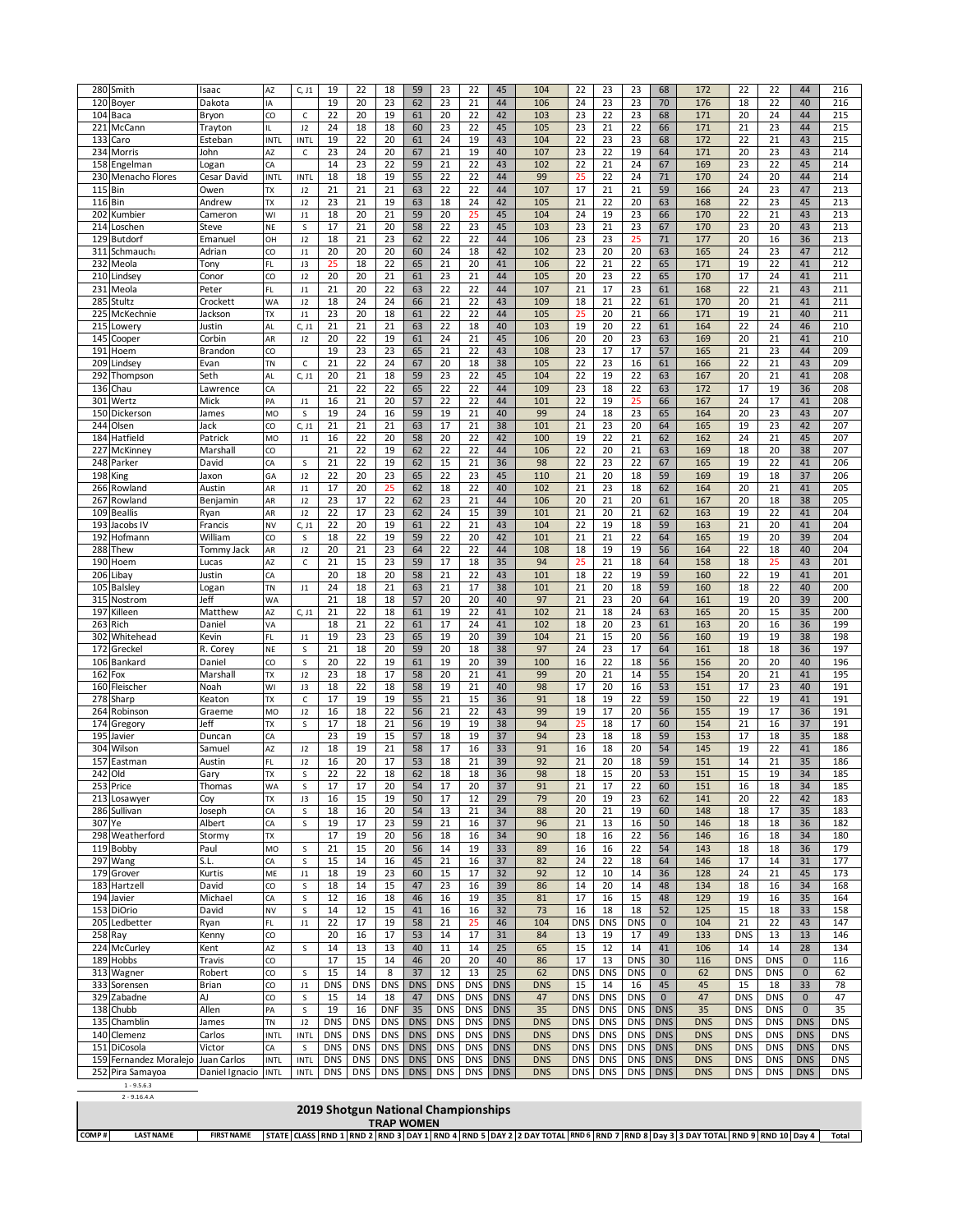| | | | | | | | | | | | | | | | | | | | | | | |
|---|---|---|---|---|---|---|---|---|---|---|---|---|---|---|---|---|---|---|---|---|---|---|
| 280 | Smith | Isaac | AZ | C, J1 | 19 | 22 | 18 | 59 | 23 | 22 | 45 | 104 | 22 | 23 | 23 | 68 | 172 | 22 | 22 | 44 | 216 |
| 120 | Boyer | Dakota | IA | | 19 | 20 | 23 | 62 | 23 | 21 | 44 | 106 | 24 | 23 | 23 | 70 | 176 | 18 | 22 | 40 | 216 |
| 104 | Baca | Bryon | CO | C | 22 | 20 | 19 | 61 | 20 | 22 | 42 | 103 | 23 | 22 | 23 | 68 | 171 | 20 | 24 | 44 | 215 |
| 221 | McCann | Trayton | IL | J2 | 24 | 18 | 18 | 60 | 23 | 22 | 45 | 105 | 23 | 21 | 22 | 66 | 171 | 21 | 23 | 44 | 215 |
| 133 | Caro | Esteban | INTL | INTL | 19 | 22 | 20 | 61 | 24 | 19 | 43 | 104 | 22 | 23 | 23 | 68 | 172 | 22 | 21 | 43 | 215 |
| 234 | Morris | John | AZ | C | 23 | 24 | 20 | 67 | 21 | 19 | 40 | 107 | 23 | 22 | 19 | 64 | 171 | 20 | 23 | 43 | 214 |
| 158 | Engelman | Logan | CA | | 14 | 23 | 22 | 59 | 21 | 22 | 43 | 102 | 22 | 21 | 24 | 67 | 169 | 23 | 22 | 45 | 214 |
| 230 | Menacho Flores | Cesar David | INTL | INTL | 18 | 18 | 19 | 55 | 22 | 22 | 44 | 99 | 25 | 22 | 24 | 71 | 170 | 24 | 20 | 44 | 214 |
| 115 | Bin | Owen | TX | J2 | 21 | 21 | 21 | 63 | 22 | 22 | 44 | 107 | 17 | 21 | 21 | 59 | 166 | 24 | 23 | 47 | 213 |
| 116 | Bin | Andrew | TX | J2 | 23 | 21 | 19 | 63 | 18 | 24 | 42 | 105 | 21 | 22 | 20 | 63 | 168 | 22 | 23 | 45 | 213 |
| 202 | Kumbier | Cameron | WI | J1 | 18 | 20 | 21 | 59 | 20 | 25 | 45 | 104 | 24 | 19 | 23 | 66 | 170 | 22 | 21 | 43 | 213 |
| 214 | Loschen | Steve | NE | S | 17 | 21 | 20 | 58 | 22 | 23 | 45 | 103 | 23 | 21 | 23 | 67 | 170 | 23 | 20 | 43 | 213 |
| 129 | Butdorf | Emanuel | OH | J2 | 18 | 21 | 23 | 62 | 22 | 22 | 44 | 106 | 23 | 23 | 25 | 71 | 177 | 20 | 16 | 36 | 213 |
| 311 | Schmauch | Adrian | CO | J1 | 20 | 20 | 20 | 60 | 24 | 18 | 42 | 102 | 23 | 20 | 20 | 63 | 165 | 24 | 23 | 47 | 212 |
| 232 | Meola | Tony | FL | J3 | 25 | 18 | 22 | 65 | 21 | 20 | 41 | 106 | 22 | 21 | 22 | 65 | 171 | 19 | 22 | 41 | 212 |
| 210 | Lindsey | Conor | CO | J2 | 20 | 20 | 21 | 61 | 23 | 21 | 44 | 105 | 20 | 23 | 22 | 65 | 170 | 17 | 24 | 41 | 211 |
| 231 | Meola | Peter | FL | J1 | 21 | 20 | 22 | 63 | 22 | 22 | 44 | 107 | 21 | 17 | 23 | 61 | 168 | 22 | 21 | 43 | 211 |
| 285 | Stultz | Crockett | WA | J2 | 18 | 24 | 24 | 66 | 21 | 22 | 43 | 109 | 18 | 21 | 22 | 61 | 170 | 20 | 21 | 41 | 211 |
| 225 | McKechnie | Jackson | TX | J1 | 23 | 20 | 18 | 61 | 22 | 22 | 44 | 105 | 25 | 20 | 21 | 66 | 171 | 19 | 21 | 40 | 211 |
| 215 | Lowery | Justin | AL | C, J1 | 21 | 21 | 21 | 63 | 22 | 18 | 40 | 103 | 19 | 20 | 22 | 61 | 164 | 22 | 24 | 46 | 210 |
| 145 | Cooper | Corbin | AR | J2 | 20 | 22 | 19 | 61 | 24 | 21 | 45 | 106 | 20 | 20 | 23 | 63 | 169 | 20 | 21 | 41 | 210 |
| 191 | Hoem | Brandon | CO | | 19 | 23 | 23 | 65 | 21 | 22 | 43 | 108 | 23 | 17 | 17 | 57 | 165 | 21 | 23 | 44 | 209 |
| 209 | Lindsey | Evan | TN | C | 21 | 22 | 24 | 67 | 20 | 18 | 38 | 105 | 22 | 23 | 16 | 61 | 166 | 22 | 21 | 43 | 209 |
| 292 | Thompson | Seth | AL | C, J1 | 20 | 21 | 18 | 59 | 23 | 22 | 45 | 104 | 22 | 19 | 22 | 63 | 167 | 20 | 21 | 41 | 208 |
| 136 | Chau | Lawrence | CA | | 21 | 22 | 22 | 65 | 22 | 22 | 44 | 109 | 23 | 18 | 22 | 63 | 172 | 17 | 19 | 36 | 208 |
| 301 | Wertz | Mick | PA | J1 | 16 | 21 | 20 | 57 | 22 | 22 | 44 | 101 | 22 | 19 | 25 | 66 | 167 | 24 | 17 | 41 | 208 |
| 150 | Dickerson | James | MO | S | 19 | 24 | 16 | 59 | 19 | 21 | 40 | 99 | 24 | 18 | 23 | 65 | 164 | 20 | 23 | 43 | 207 |
| 244 | Olsen | Jack | CO | C, J1 | 21 | 21 | 21 | 63 | 17 | 21 | 38 | 101 | 21 | 23 | 20 | 64 | 165 | 19 | 23 | 42 | 207 |
| 184 | Hatfield | Patrick | MO | J1 | 16 | 22 | 20 | 58 | 20 | 22 | 42 | 100 | 19 | 22 | 21 | 62 | 162 | 24 | 21 | 45 | 207 |
| 227 | McKinney | Marshall | CO | | 21 | 22 | 19 | 62 | 22 | 22 | 44 | 106 | 22 | 20 | 21 | 63 | 169 | 18 | 20 | 38 | 207 |
| 248 | Parker | David | CA | S | 21 | 22 | 19 | 62 | 15 | 21 | 36 | 98 | 22 | 23 | 22 | 67 | 165 | 19 | 22 | 41 | 206 |
| 198 | King | Jaxon | GA | J2 | 22 | 20 | 23 | 65 | 22 | 23 | 45 | 110 | 21 | 20 | 18 | 59 | 169 | 19 | 18 | 37 | 206 |
| 266 | Rowland | Austin | AR | J1 | 17 | 20 | 25 | 62 | 18 | 22 | 40 | 102 | 21 | 23 | 18 | 62 | 164 | 20 | 21 | 41 | 205 |
| 267 | Rowland | Benjamin | AR | J2 | 23 | 17 | 22 | 62 | 23 | 21 | 44 | 106 | 20 | 21 | 20 | 61 | 167 | 20 | 18 | 38 | 205 |
| 109 | Beallis | Ryan | AR | J2 | 22 | 17 | 23 | 62 | 24 | 15 | 39 | 101 | 21 | 20 | 21 | 62 | 163 | 19 | 22 | 41 | 204 |
| 193 | Jacobs IV | Francis | NV | C, J1 | 22 | 20 | 19 | 61 | 22 | 21 | 43 | 104 | 22 | 19 | 18 | 59 | 163 | 21 | 20 | 41 | 204 |
| 192 | Hofmann | William | CO | S | 18 | 22 | 19 | 59 | 22 | 20 | 42 | 101 | 21 | 21 | 22 | 64 | 165 | 19 | 20 | 39 | 204 |
| 288 | Thew | Tommy Jack | AR | J2 | 20 | 21 | 23 | 64 | 22 | 22 | 44 | 108 | 18 | 19 | 19 | 56 | 164 | 22 | 18 | 40 | 204 |
| 190 | Hoem | Lucas | AZ | C | 21 | 15 | 23 | 59 | 17 | 18 | 35 | 94 | 25 | 21 | 18 | 64 | 158 | 18 | 25 | 43 | 201 |
| 206 | Libay | Justin | CA | | 20 | 18 | 20 | 58 | 21 | 22 | 43 | 101 | 18 | 22 | 19 | 59 | 160 | 22 | 19 | 41 | 201 |
| 105 | Balsley | Logan | TN | J1 | 24 | 18 | 21 | 63 | 21 | 17 | 38 | 101 | 21 | 20 | 18 | 59 | 160 | 18 | 22 | 40 | 200 |
| 315 | Nostrom | Jeff | WA | | 21 | 18 | 18 | 57 | 20 | 20 | 40 | 97 | 21 | 23 | 20 | 64 | 161 | 19 | 20 | 39 | 200 |
| 197 | Killeen | Matthew | AZ | C, J1 | 21 | 22 | 18 | 61 | 19 | 22 | 41 | 102 | 21 | 18 | 24 | 63 | 165 | 20 | 15 | 35 | 200 |
| 263 | Rich | Daniel | VA | | 18 | 21 | 22 | 61 | 17 | 24 | 41 | 102 | 18 | 20 | 23 | 61 | 163 | 20 | 16 | 36 | 199 |
| 302 | Whitehead | Kevin | FL | J1 | 19 | 23 | 23 | 65 | 19 | 20 | 39 | 104 | 21 | 15 | 20 | 56 | 160 | 19 | 19 | 38 | 198 |
| 172 | Greckel | R. Corey | NE | S | 21 | 18 | 20 | 59 | 20 | 18 | 38 | 97 | 24 | 23 | 17 | 64 | 161 | 18 | 18 | 36 | 197 |
| 106 | Bankard | Daniel | CO | S | 20 | 22 | 19 | 61 | 19 | 20 | 39 | 100 | 16 | 22 | 18 | 56 | 156 | 20 | 20 | 40 | 196 |
| 162 | Fox | Marshall | TX | J2 | 23 | 18 | 17 | 58 | 20 | 21 | 41 | 99 | 20 | 21 | 14 | 55 | 154 | 20 | 21 | 41 | 195 |
| 160 | Fleischer | Noah | WI | J3 | 18 | 22 | 18 | 58 | 19 | 21 | 40 | 98 | 17 | 20 | 16 | 53 | 151 | 17 | 23 | 40 | 191 |
| 278 | Sharp | Keaton | TX | C | 17 | 19 | 19 | 55 | 21 | 15 | 36 | 91 | 18 | 19 | 22 | 59 | 150 | 22 | 19 | 41 | 191 |
| 264 | Robinson | Graeme | MO | J2 | 16 | 18 | 22 | 56 | 21 | 22 | 43 | 99 | 19 | 17 | 20 | 56 | 155 | 19 | 17 | 36 | 191 |
| 174 | Gregory | Jeff | TX | S | 17 | 18 | 21 | 56 | 19 | 19 | 38 | 94 | 25 | 18 | 17 | 60 | 154 | 21 | 16 | 37 | 191 |
| 195 | Javier | Duncan | CA | | 23 | 19 | 15 | 57 | 18 | 19 | 37 | 94 | 23 | 18 | 18 | 59 | 153 | 17 | 18 | 35 | 188 |
| 304 | Wilson | Samuel | AZ | J2 | 18 | 19 | 21 | 58 | 17 | 16 | 33 | 91 | 16 | 18 | 20 | 54 | 145 | 19 | 22 | 41 | 186 |
| 157 | Eastman | Austin | FL | J2 | 16 | 20 | 17 | 53 | 18 | 21 | 39 | 92 | 21 | 20 | 18 | 59 | 151 | 14 | 21 | 35 | 186 |
| 242 | Old | Gary | TX | S | 22 | 22 | 18 | 62 | 18 | 18 | 36 | 98 | 18 | 15 | 20 | 53 | 151 | 15 | 19 | 34 | 185 |
| 253 | Price | Thomas | WA | S | 17 | 17 | 20 | 54 | 17 | 20 | 37 | 91 | 21 | 17 | 22 | 60 | 151 | 16 | 18 | 34 | 185 |
| 213 | Losawyer | Coy | TX | J3 | 16 | 15 | 19 | 50 | 17 | 12 | 29 | 79 | 20 | 19 | 23 | 62 | 141 | 20 | 22 | 42 | 183 |
| 286 | Sullivan | Joseph | CA | S | 18 | 16 | 20 | 54 | 13 | 21 | 34 | 88 | 20 | 21 | 19 | 60 | 148 | 18 | 17 | 35 | 183 |
| 307 | Ye | Albert | CA | S | 19 | 17 | 23 | 59 | 21 | 16 | 37 | 96 | 21 | 13 | 16 | 50 | 146 | 18 | 18 | 36 | 182 |
| 298 | Weatherford | Stormy | TX | | 17 | 19 | 20 | 56 | 18 | 16 | 34 | 90 | 18 | 16 | 22 | 56 | 146 | 16 | 18 | 34 | 180 |
| 119 | Bobby | Paul | MO | S | 21 | 15 | 20 | 56 | 14 | 19 | 33 | 89 | 16 | 16 | 22 | 54 | 143 | 18 | 18 | 36 | 179 |
| 297 | Wang | S.L. | CA | S | 15 | 14 | 16 | 45 | 21 | 16 | 37 | 82 | 24 | 22 | 18 | 64 | 146 | 17 | 14 | 31 | 177 |
| 179 | Grover | Kurtis | ME | J1 | 18 | 19 | 23 | 60 | 15 | 17 | 32 | 92 | 12 | 10 | 14 | 36 | 128 | 24 | 21 | 45 | 173 |
| 183 | Hartzell | David | CO | S | 18 | 14 | 15 | 47 | 23 | 16 | 39 | 86 | 14 | 20 | 14 | 48 | 134 | 18 | 16 | 34 | 168 |
| 194 | Javier | Michael | CA | S | 12 | 16 | 18 | 46 | 16 | 19 | 35 | 81 | 17 | 16 | 15 | 48 | 129 | 19 | 16 | 35 | 164 |
| 153 | DiOrio | David | NV | S | 14 | 12 | 15 | 41 | 16 | 16 | 32 | 73 | 16 | 18 | 18 | 52 | 125 | 15 | 18 | 33 | 158 |
| 205 | Ledbetter | Ryan | FL | J1 | 22 | 17 | 19 | 58 | 21 | 25 | 46 | 104 | DNS | DNS | DNS | 0 | 104 | 21 | 22 | 43 | 147 |
| 258 | Ray | Kenny | CO | | 20 | 16 | 17 | 53 | 14 | 17 | 31 | 84 | 13 | 19 | 17 | 49 | 133 | DNS | 13 | 13 | 146 |
| 224 | McCurley | Kent | AZ | S | 14 | 13 | 13 | 40 | 11 | 14 | 25 | 65 | 15 | 12 | 14 | 41 | 106 | 14 | 14 | 28 | 134 |
| 189 | Hobbs | Travis | CO | | 17 | 15 | 14 | 46 | 20 | 20 | 40 | 86 | 17 | 13 | DNS | 30 | 116 | DNS | DNS | 0 | 116 |
| 313 | Wagner | Robert | CO | S | 15 | 14 | 8 | 37 | 12 | 13 | 25 | 62 | DNS | DNS | DNS | 0 | 62 | DNS | DNS | 0 | 62 |
| 333 | Sorensen | Brian | CO | J1 | DNS | DNS | DNS | DNS | DNS | DNS | DNS | DNS | 15 | 14 | 16 | 45 | 45 | 15 | 18 | 33 | 78 |
| 329 | Zabadne | AJ | CO | S | 15 | 14 | 18 | 47 | DNS | DNS | DNS | 47 | DNS | DNS | DNS | 0 | 47 | DNS | DNS | 0 | 47 |
| 138 | Chubb | Allen | PA | S | 19 | 16 | DNF | 35 | DNS | DNS | DNS | 35 | DNS | DNS | DNS | DNS | 35 | DNS | DNS | 0 | 35 |
| 135 | Chamblin | James | TN | J2 | DNS | DNS | DNS | DNS | DNS | DNS | DNS | DNS | DNS | DNS | DNS | DNS | DNS | DNS | DNS | DNS | DNS |
| 140 | Clemenz | Carlos | INTL | INTL | DNS | DNS | DNS | DNS | DNS | DNS | DNS | DNS | DNS | DNS | DNS | DNS | DNS | DNS | DNS | DNS | DNS |
| 151 | DiCosola | Victor | CA | S | DNS | DNS | DNS | DNS | DNS | DNS | DNS | DNS | DNS | DNS | DNS | DNS | DNS | DNS | DNS | DNS | DNS |
| 159 | Fernandez Moralejo | Juan Carlos | INTL | INTL | DNS | DNS | DNS | DNS | DNS | DNS | DNS | DNS | DNS | DNS | DNS | DNS | DNS | DNS | DNS | DNS | DNS |
| 252 | Pira Samayoa | Daniel Ignacio | INTL | INTL | DNS | DNS | DNS | DNS | DNS | DNS | DNS | DNS | DNS | DNS | DNS | DNS | DNS | DNS | DNS | DNS | DNS |

1 - 9.5.6.3

2 - 9.16.4.A

## 2019 Shotgun National Championships

### TRAP WOMEN

| COMP # | LAST NAME | FIRST NAME | STATE | CLASS | RND 1 | RND 2 | RND 3 | DAY 1 | RND 4 | RND 5 | DAY 2 | 2 DAY TOTAL | RND 6 | RND 7 | RND 8 | Day 3 | 3 DAY TOTAL | RND 9 | RND 10 | Day 4 | Total |
|---|---|---|---|---|---|---|---|---|---|---|---|---|---|---|---|---|---|---|---|---|---|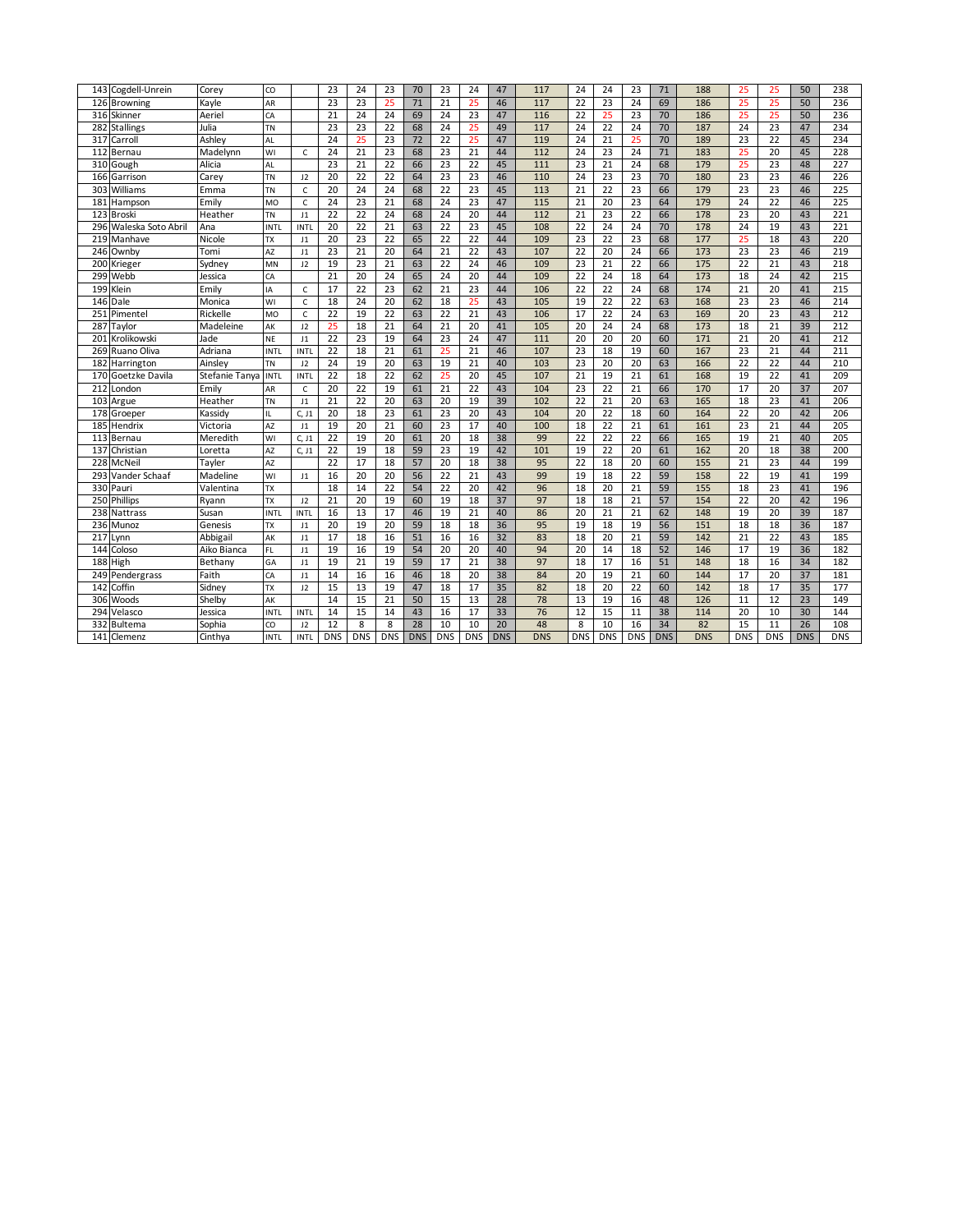| | | | | | | | | | | | | | | | | | | | | | |
|---|---|---|---|---|---|---|---|---|---|---|---|---|---|---|---|---|---|---|---|---|---|
| 143 | Cogdell-Unrein | Corey | CO | | 23 | 24 | 23 | 70 | 23 | 24 | 47 | 117 | 24 | 24 | 23 | 71 | 188 | 25 | 25 | 50 | 238 |
| 126 | Browning | Kayle | AR | | 23 | 23 | 25 | 71 | 21 | 25 | 46 | 117 | 22 | 23 | 24 | 69 | 186 | 25 | 25 | 50 | 236 |
| 316 | Skinner | Aeriel | CA | | 21 | 24 | 24 | 69 | 24 | 23 | 47 | 116 | 22 | 25 | 23 | 70 | 186 | 25 | 25 | 50 | 236 |
| 282 | Stallings | Julia | TN | | 23 | 23 | 22 | 68 | 24 | 25 | 49 | 117 | 24 | 22 | 24 | 70 | 187 | 24 | 23 | 47 | 234 |
| 317 | Carroll | Ashley | AL | | 24 | 25 | 23 | 72 | 22 | 25 | 47 | 119 | 24 | 21 | 25 | 70 | 189 | 23 | 22 | 45 | 234 |
| 112 | Bernau | Madelynn | WI | C | 24 | 21 | 23 | 68 | 23 | 21 | 44 | 112 | 24 | 23 | 24 | 71 | 183 | 25 | 20 | 45 | 228 |
| 310 | Gough | Alicia | AL | | 23 | 21 | 22 | 66 | 23 | 22 | 45 | 111 | 23 | 21 | 24 | 68 | 179 | 25 | 23 | 48 | 227 |
| 166 | Garrison | Carey | TN | J2 | 20 | 22 | 22 | 64 | 23 | 23 | 46 | 110 | 24 | 23 | 23 | 70 | 180 | 23 | 23 | 46 | 226 |
| 303 | Williams | Emma | TN | C | 20 | 24 | 24 | 68 | 22 | 23 | 45 | 113 | 21 | 22 | 23 | 66 | 179 | 23 | 23 | 46 | 225 |
| 181 | Hampson | Emily | MO | C | 24 | 23 | 21 | 68 | 24 | 23 | 47 | 115 | 21 | 20 | 23 | 64 | 179 | 24 | 22 | 46 | 225 |
| 123 | Broski | Heather | TN | J1 | 22 | 22 | 24 | 68 | 24 | 20 | 44 | 112 | 21 | 23 | 22 | 66 | 178 | 23 | 20 | 43 | 221 |
| 296 | Waleska Soto Abril | Ana | INTL | INTL | 20 | 22 | 21 | 63 | 22 | 23 | 45 | 108 | 22 | 24 | 24 | 70 | 178 | 24 | 19 | 43 | 221 |
| 219 | Manhave | Nicole | TX | J1 | 20 | 23 | 22 | 65 | 22 | 22 | 44 | 109 | 23 | 22 | 23 | 68 | 177 | 25 | 18 | 43 | 220 |
| 246 | Ownby | Tomi | AZ | J1 | 23 | 21 | 20 | 64 | 21 | 22 | 43 | 107 | 22 | 20 | 24 | 66 | 173 | 23 | 23 | 46 | 219 |
| 200 | Krieger | Sydney | MN | J2 | 19 | 23 | 21 | 63 | 22 | 24 | 46 | 109 | 23 | 21 | 22 | 66 | 175 | 22 | 21 | 43 | 218 |
| 299 | Webb | Jessica | CA | | 21 | 20 | 24 | 65 | 24 | 20 | 44 | 109 | 22 | 24 | 18 | 64 | 173 | 18 | 24 | 42 | 215 |
| 199 | Klein | Emily | IA | C | 17 | 22 | 23 | 62 | 21 | 23 | 44 | 106 | 22 | 22 | 24 | 68 | 174 | 21 | 20 | 41 | 215 |
| 146 | Dale | Monica | WI | C | 18 | 24 | 20 | 62 | 18 | 25 | 43 | 105 | 19 | 22 | 22 | 63 | 168 | 23 | 23 | 46 | 214 |
| 251 | Pimentel | Rickelle | MO | C | 22 | 19 | 22 | 63 | 22 | 21 | 43 | 106 | 17 | 22 | 24 | 63 | 169 | 20 | 23 | 43 | 212 |
| 287 | Taylor | Madeleine | AK | J2 | 25 | 18 | 21 | 64 | 21 | 20 | 41 | 105 | 20 | 24 | 24 | 68 | 173 | 18 | 21 | 39 | 212 |
| 201 | Krolikowski | Jade | NE | J1 | 22 | 23 | 19 | 64 | 23 | 24 | 47 | 111 | 20 | 20 | 20 | 60 | 171 | 21 | 20 | 41 | 212 |
| 269 | Ruano Oliva | Adriana | INTL | INTL | 22 | 18 | 21 | 61 | 25 | 21 | 46 | 107 | 23 | 18 | 19 | 60 | 167 | 23 | 21 | 44 | 211 |
| 182 | Harrington | Ainsley | TN | J2 | 24 | 19 | 20 | 63 | 19 | 21 | 40 | 103 | 23 | 20 | 20 | 63 | 166 | 22 | 22 | 44 | 210 |
| 170 | Goetzke Davila | Stefanie Tanya | INTL | INTL | 22 | 18 | 22 | 62 | 25 | 20 | 45 | 107 | 21 | 19 | 21 | 61 | 168 | 19 | 22 | 41 | 209 |
| 212 | London | Emily | AR | C | 20 | 22 | 19 | 61 | 21 | 22 | 43 | 104 | 23 | 22 | 21 | 66 | 170 | 17 | 20 | 37 | 207 |
| 103 | Argue | Heather | TN | J1 | 21 | 22 | 20 | 63 | 20 | 19 | 39 | 102 | 22 | 21 | 20 | 63 | 165 | 18 | 23 | 41 | 206 |
| 178 | Groeper | Kassidy | IL | C, J1 | 20 | 18 | 23 | 61 | 23 | 20 | 43 | 104 | 20 | 22 | 18 | 60 | 164 | 22 | 20 | 42 | 206 |
| 185 | Hendrix | Victoria | AZ | J1 | 19 | 20 | 21 | 60 | 23 | 17 | 40 | 100 | 18 | 22 | 21 | 61 | 161 | 23 | 21 | 44 | 205 |
| 113 | Bernau | Meredith | WI | C, J1 | 22 | 19 | 20 | 61 | 20 | 18 | 38 | 99 | 22 | 22 | 22 | 66 | 165 | 19 | 21 | 40 | 205 |
| 137 | Christian | Loretta | AZ | C, J1 | 22 | 19 | 18 | 59 | 23 | 19 | 42 | 101 | 19 | 22 | 20 | 61 | 162 | 20 | 18 | 38 | 200 |
| 228 | McNeil | Tayler | AZ | | 22 | 17 | 18 | 57 | 20 | 18 | 38 | 95 | 22 | 18 | 20 | 60 | 155 | 21 | 23 | 44 | 199 |
| 293 | Vander Schaaf | Madeline | WI | J1 | 16 | 20 | 20 | 56 | 22 | 21 | 43 | 99 | 19 | 18 | 22 | 59 | 158 | 22 | 19 | 41 | 199 |
| 330 | Pauri | Valentina | TX | | 18 | 14 | 22 | 54 | 22 | 20 | 42 | 96 | 18 | 20 | 21 | 59 | 155 | 18 | 23 | 41 | 196 |
| 250 | Phillips | Ryann | TX | J2 | 21 | 20 | 19 | 60 | 19 | 18 | 37 | 97 | 18 | 18 | 21 | 57 | 154 | 22 | 20 | 42 | 196 |
| 238 | Nattrass | Susan | INTL | INTL | 16 | 13 | 17 | 46 | 19 | 21 | 40 | 86 | 20 | 21 | 21 | 62 | 148 | 19 | 20 | 39 | 187 |
| 236 | Munoz | Genesis | TX | J1 | 20 | 19 | 20 | 59 | 18 | 18 | 36 | 95 | 19 | 18 | 19 | 56 | 151 | 18 | 18 | 36 | 187 |
| 217 | Lynn | Abbigail | AK | J1 | 17 | 18 | 16 | 51 | 16 | 16 | 32 | 83 | 18 | 20 | 21 | 59 | 142 | 21 | 22 | 43 | 185 |
| 144 | Coloso | Aiko Bianca | FL | J1 | 19 | 16 | 19 | 54 | 20 | 20 | 40 | 94 | 20 | 14 | 18 | 52 | 146 | 17 | 19 | 36 | 182 |
| 188 | High | Bethany | GA | J1 | 19 | 21 | 19 | 59 | 17 | 21 | 38 | 97 | 18 | 17 | 16 | 51 | 148 | 18 | 16 | 34 | 182 |
| 249 | Pendergrass | Faith | CA | J1 | 14 | 16 | 16 | 46 | 18 | 20 | 38 | 84 | 20 | 19 | 21 | 60 | 144 | 17 | 20 | 37 | 181 |
| 142 | Coffin | Sidney | TX | J2 | 15 | 13 | 19 | 47 | 18 | 17 | 35 | 82 | 18 | 20 | 22 | 60 | 142 | 18 | 17 | 35 | 177 |
| 306 | Woods | Shelby | AK | | 14 | 15 | 21 | 50 | 15 | 13 | 28 | 78 | 13 | 19 | 16 | 48 | 126 | 11 | 12 | 23 | 149 |
| 294 | Velasco | Jessica | INTL | INTL | 14 | 15 | 14 | 43 | 16 | 17 | 33 | 76 | 12 | 15 | 11 | 38 | 114 | 20 | 10 | 30 | 144 |
| 332 | Bultema | Sophia | CO | J2 | 12 | 8 | 8 | 28 | 10 | 10 | 20 | 48 | 8 | 10 | 16 | 34 | 82 | 15 | 11 | 26 | 108 |
| 141 | Clemenz | Cinthya | INTL | INTL | DNS | DNS | DNS | DNS | DNS | DNS | DNS | DNS | DNS | DNS | DNS | DNS | DNS | DNS | DNS | DNS | DNS |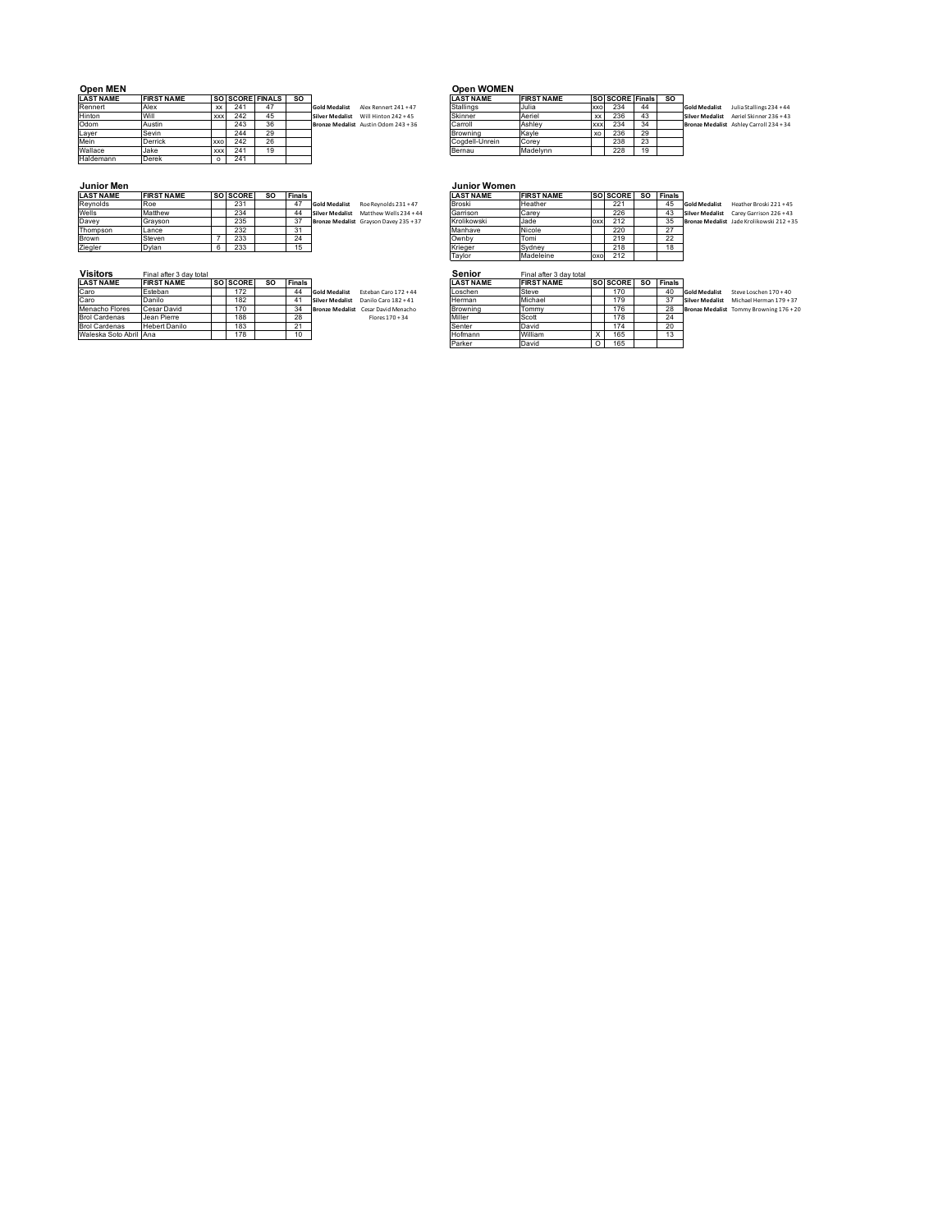## Open MEN

| LAST NAME | FIRST NAME | SO | SCORE | FINALS | SO | | |
|---|---|---|---|---|---|---|---|
| Rennert | Alex | xx | 241 | 47 | | Gold Medalist | Alex Rennert 241 + 47 |
| Hinton | Will | xxx | 242 | 45 | | Silver Medalist | Will Hinton 242 + 45 |
| Odom | Austin | | 243 | 36 | | Bronze Medalist | Austin Odom 243 + 36 |
| Layer | Sevin | | 244 | 29 | | | |
| Mein | Derrick | xxo | 242 | 26 | | | |
| Wallace | Jake | xxx | 241 | 19 | | | |
| Haldemann | Derek | o | 241 | | | | |

## Open WOMEN

| LAST NAME | FIRST NAME | SO | SCORE | Finals | SO | | |
|---|---|---|---|---|---|---|---|
| Stallings | Julia | xxo | 234 | 44 | | Gold Medalist | Julia Stallings 234 + 44 |
| Skinner | Aeriel | xx | 236 | 43 | | Silver Medalist | Aeriel Skinner 236 + 43 |
| Carroll | Ashley | xxx | 234 | 34 | | Bronze Medalist | Ashley Carroll 234 + 34 |
| Browning | Kayle | xo | 236 | 29 | | | |
| Cogdell-Unrein | Corey | | 238 | 23 | | | |
| Bernau | Madelynn | | 228 | 19 | | | |

## Junior Men

| LAST NAME | FIRST NAME | SO | SCORE | SO | Finals | | |
|---|---|---|---|---|---|---|---|
| Reynolds | Roe | | 231 | | 47 | Gold Medalist | Roe Reynolds 231 + 47 |
| Wells | Matthew | | 234 | | 44 | Silver Medalist | Matthew Wells 234 + 44 |
| Davey | Grayson | | 235 | | 37 | Bronze Medalist | Grayson Davey 235 + 37 |
| Thompson | Lance | | 232 | | 31 | | |
| Brown | Steven | 7 | 233 | | 24 | | |
| Ziegler | Dylan | 6 | 233 | | 15 | | |

## Junior Women

| LAST NAME | FIRST NAME | SO | SCORE | SO | Finals | | |
|---|---|---|---|---|---|---|---|
| Broski | Heather | | 221 | | 45 | Gold Medalist | Heather Broski 221 + 45 |
| Garrison | Carey | | 226 | | 43 | Silver Medalist | Carey Garrison 226 + 43 |
| Krolikowski | Jade | oxx | 212 | | 35 | Bronze Medalist | Jade Krolikowski 212 + 35 |
| Manhave | Nicole | | 220 | | 27 | | |
| Ownby | Tomi | | 219 | | 22 | | |
| Krieger | Sydney | | 218 | | 18 | | |
| Taylor | Madeleine | oxo | 212 | | | | |

## Visitors

Final after 3 day total

| LAST NAME | FIRST NAME | SO | SCORE | SO | Finals | | |
|---|---|---|---|---|---|---|---|
| Caro | Esteban | | 172 | | 44 | Gold Medalist | Esteban Caro 172 + 44 |
| Caro | Danilo | | 182 | | 41 | Silver Medalist | Danilo Caro 182 + 41 |
| Menacho Flores | Cesar David | | 170 | | 34 | Bronze Medalist | Cesar David Menacho Flores 170 + 34 |
| Brol Cardenas | Jean Pierre | | 188 | | 28 | | |
| Brol Cardenas | Hebert Danilo | | 183 | | 21 | | |
| Waleska Soto Abril | Ana | | 178 | | 10 | | |

## Senior

Final after 3 day total

| LAST NAME | FIRST NAME | SO | SCORE | SO | Finals | | |
|---|---|---|---|---|---|---|---|
| Loschen | Steve | | 170 | | 40 | Gold Medalist | Steve Loschen 170 + 40 |
| Herman | Michael | | 179 | | 37 | Silver Medalist | Michael Herman 179 + 37 |
| Browning | Tommy | | 176 | | 28 | Bronze Medalist | Tommy Browning 176 + 20 |
| Miller | Scott | | 178 | | 24 | | |
| Senter | David | | 174 | | 20 | | |
| Hofmann | William | X | 165 | | 13 | | |
| Parker | David | O | 165 | | | | |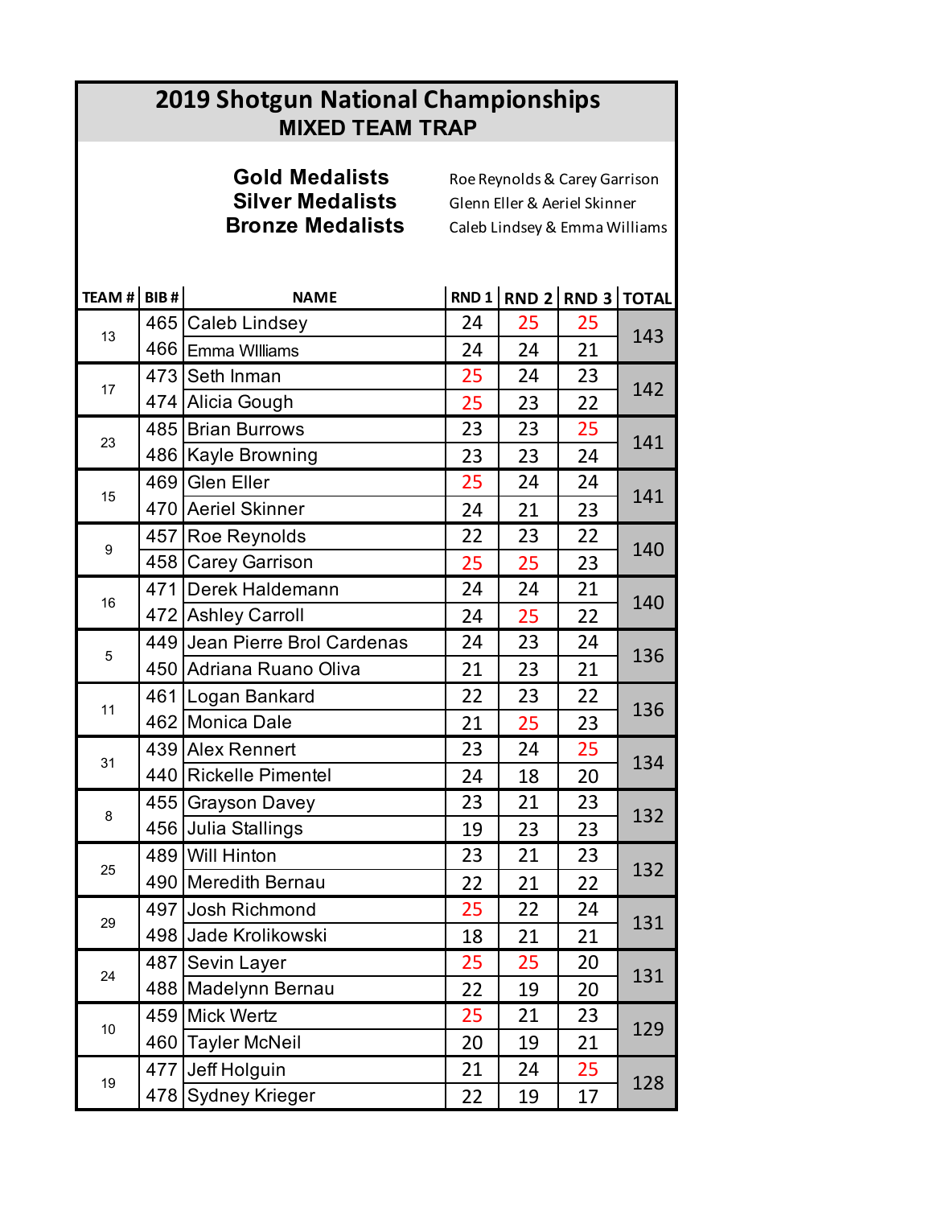# 2019 Shotgun National Championships

## MIXED TEAM TRAP

| | |
|---|---|
| **Gold Medalists** | Roe Reynolds & Carey Garrison |
| **Silver Medalists** | Glenn Eller & Aeriel Skinner |
| **Bronze Medalists** | Caleb Lindsey & Emma Williams |

| TEAM # | BIB # | NAME | RND 1 | RND 2 | RND 3 | TOTAL |
|---|---|---|---|---|---|---|
| 13 | 465 | Caleb Lindsey | 24 | 25 | 25 | 143 |
| | 466 | Emma WIlliams | 24 | 24 | 21 | |
| 17 | 473 | Seth Inman | 25 | 24 | 23 | 142 |
| | 474 | Alicia Gough | 25 | 23 | 22 | |
| 23 | 485 | Brian Burrows | 23 | 23 | 25 | 141 |
| | 486 | Kayle Browning | 23 | 23 | 24 | |
| 15 | 469 | Glen Eller | 25 | 24 | 24 | 141 |
| | 470 | Aeriel Skinner | 24 | 21 | 23 | |
| 9 | 457 | Roe Reynolds | 22 | 23 | 22 | 140 |
| | 458 | Carey Garrison | 25 | 25 | 23 | |
| 16 | 471 | Derek Haldemann | 24 | 24 | 21 | 140 |
| | 472 | Ashley Carroll | 24 | 25 | 22 | |
| 5 | 449 | Jean Pierre Brol Cardenas | 24 | 23 | 24 | 136 |
| | 450 | Adriana Ruano Oliva | 21 | 23 | 21 | |
| 11 | 461 | Logan Bankard | 22 | 23 | 22 | 136 |
| | 462 | Monica Dale | 21 | 25 | 23 | |
| 31 | 439 | Alex Rennert | 23 | 24 | 25 | 134 |
| | 440 | Rickelle Pimentel | 24 | 18 | 20 | |
| 8 | 455 | Grayson Davey | 23 | 21 | 23 | 132 |
| | 456 | Julia Stallings | 19 | 23 | 23 | |
| 25 | 489 | Will Hinton | 23 | 21 | 23 | 132 |
| | 490 | Meredith Bernau | 22 | 21 | 22 | |
| 29 | 497 | Josh Richmond | 25 | 22 | 24 | 131 |
| | 498 | Jade Krolikowski | 18 | 21 | 21 | |
| 24 | 487 | Sevin Layer | 25 | 25 | 20 | 131 |
| | 488 | Madelynn Bernau | 22 | 19 | 20 | |
| 10 | 459 | Mick Wertz | 25 | 21 | 23 | 129 |
| | 460 | Tayler McNeil | 20 | 19 | 21 | |
| 19 | 477 | Jeff Holguin | 21 | 24 | 25 | 128 |
| | 478 | Sydney Krieger | 22 | 19 | 17 | |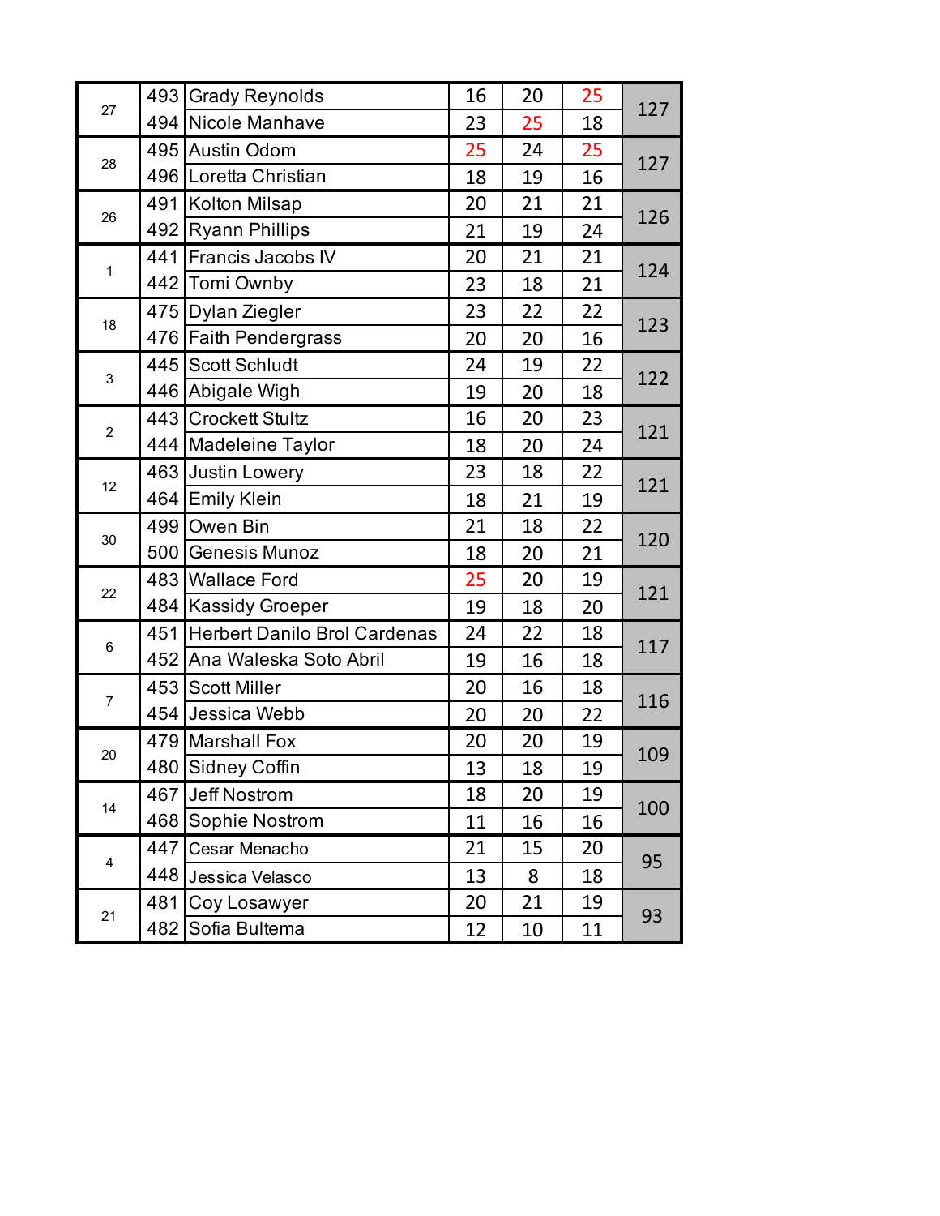| Team | # | Name | R1 | R2 | R3 | Total |
|---|---|---|---|---|---|---|
| 27 | 493 | Grady Reynolds | 16 | 20 | 25 | 127 |
| | 494 | Nicole Manhave | 23 | 25 | 18 | |
| 28 | 495 | Austin Odom | 25 | 24 | 25 | 127 |
| | 496 | Loretta Christian | 18 | 19 | 16 | |
| 26 | 491 | Kolton Milsap | 20 | 21 | 21 | 126 |
| | 492 | Ryann Phillips | 21 | 19 | 24 | |
| 1 | 441 | Francis Jacobs IV | 20 | 21 | 21 | 124 |
| | 442 | Tomi Ownby | 23 | 18 | 21 | |
| 18 | 475 | Dylan Ziegler | 23 | 22 | 22 | 123 |
| | 476 | Faith Pendergrass | 20 | 20 | 16 | |
| 3 | 445 | Scott Schludt | 24 | 19 | 22 | 122 |
| | 446 | Abigale Wigh | 19 | 20 | 18 | |
| 2 | 443 | Crockett Stultz | 16 | 20 | 23 | 121 |
| | 444 | Madeleine Taylor | 18 | 20 | 24 | |
| 12 | 463 | Justin Lowery | 23 | 18 | 22 | 121 |
| | 464 | Emily Klein | 18 | 21 | 19 | |
| 30 | 499 | Owen Bin | 21 | 18 | 22 | 120 |
| | 500 | Genesis Munoz | 18 | 20 | 21 | |
| 22 | 483 | Wallace Ford | 25 | 20 | 19 | 121 |
| | 484 | Kassidy Groeper | 19 | 18 | 20 | |
| 6 | 451 | Herbert Danilo Brol Cardenas | 24 | 22 | 18 | 117 |
| | 452 | Ana Waleska Soto Abril | 19 | 16 | 18 | |
| 7 | 453 | Scott Miller | 20 | 16 | 18 | 116 |
| | 454 | Jessica Webb | 20 | 20 | 22 | |
| 20 | 479 | Marshall Fox | 20 | 20 | 19 | 109 |
| | 480 | Sidney Coffin | 13 | 18 | 19 | |
| 14 | 467 | Jeff Nostrom | 18 | 20 | 19 | 100 |
| | 468 | Sophie Nostrom | 11 | 16 | 16 | |
| 4 | 447 | Cesar Menacho | 21 | 15 | 20 | 95 |
| | 448 | Jessica Velasco | 13 | 8 | 18 | |
| 21 | 481 | Coy Losawyer | 20 | 21 | 19 | 93 |
| | 482 | Sofia Bultema | 12 | 10 | 11 | |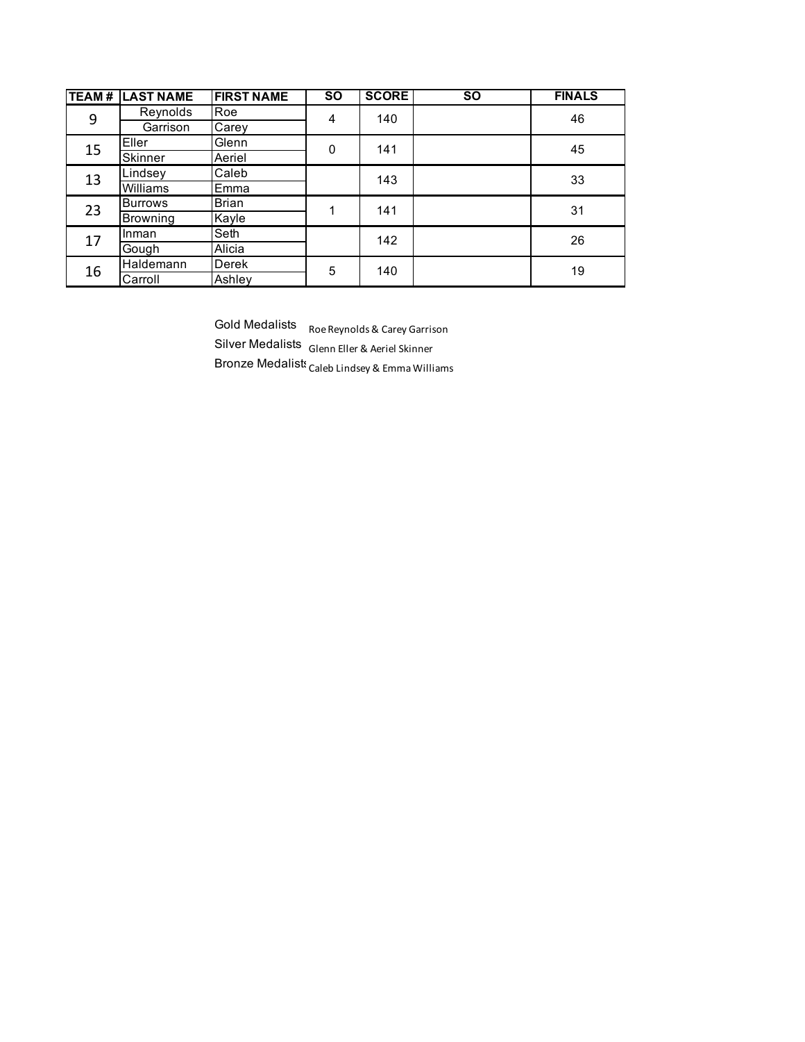| TEAM # | LAST NAME | FIRST NAME | SO | SCORE | SO | FINALS |
|---|---|---|---|---|---|---|
| 9 | Reynolds | Roe | 4 | 140 | | 46 |
| | Garrison | Carey | | | | |
| 15 | Eller | Glenn | 0 | 141 | | 45 |
| | Skinner | Aeriel | | | | |
| 13 | Lindsey | Caleb | | 143 | | 33 |
| | Williams | Emma | | | | |
| 23 | Burrows | Brian | 1 | 141 | | 31 |
| | Browning | Kayle | | | | |
| 17 | Inman | Seth | | 142 | | 26 |
| | Gough | Alicia | | | | |
| 16 | Haldemann | Derek | 5 | 140 | | 19 |
| | Carroll | Ashley | | | | |

Gold Medalists Roe Reynolds & Carey Garrison

Silver Medalists Glenn Eller & Aeriel Skinner

Bronze Medalists Caleb Lindsey & Emma Williams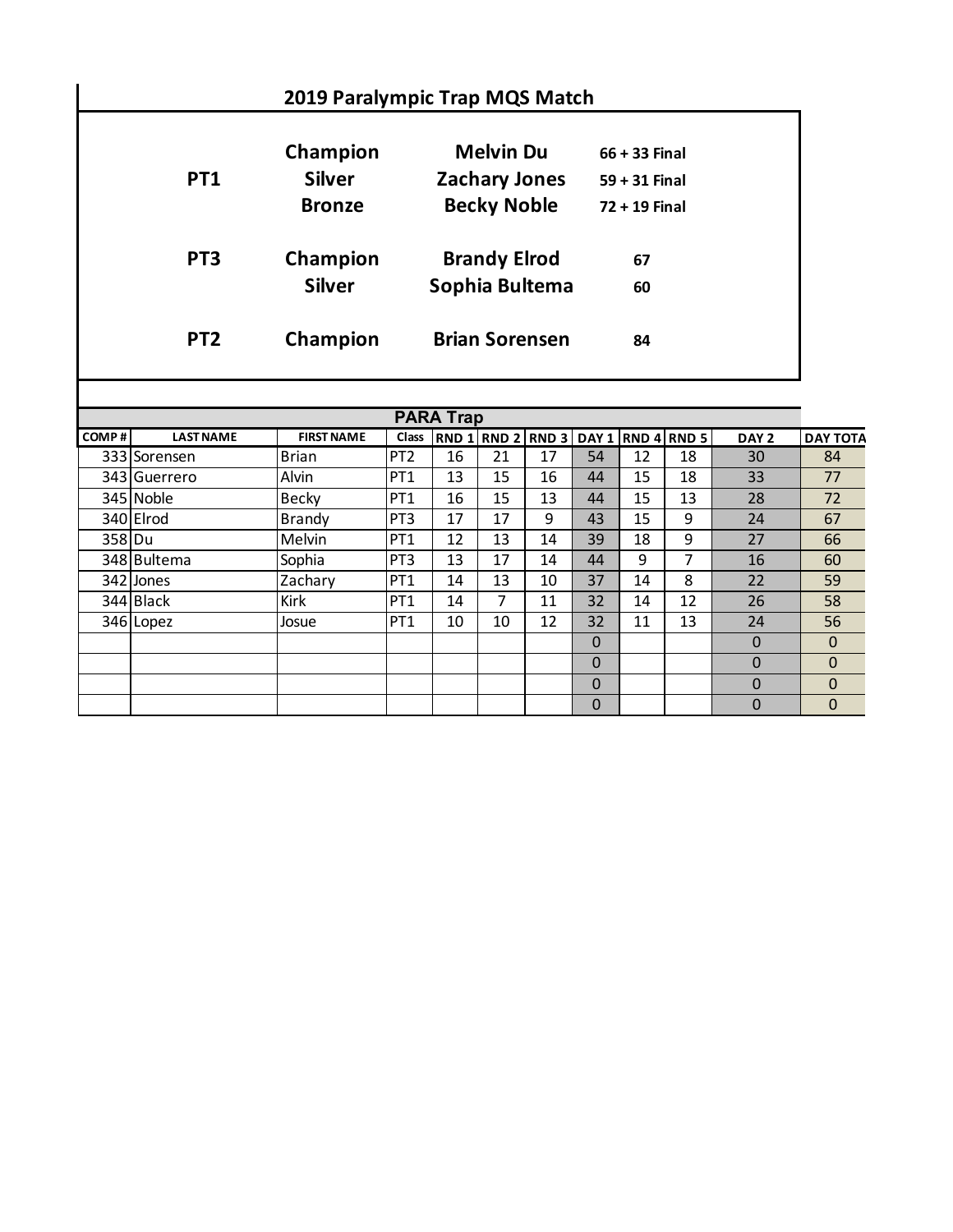## 2019 Paralympic Trap MQS Match

| | | | |
|---|---|---|---|
| PT1 | Champion | Melvin Du | 66 + 33 Final |
| | Silver | Zachary Jones | 59 + 31 Final |
| | Bronze | Becky Noble | 72 + 19 Final |
| PT3 | Champion | Brandy Elrod | 67 |
| | Silver | Sophia Bultema | 60 |
| PT2 | Champion | Brian Sorensen | 84 |

### PARA Trap

| COMP # | LAST NAME | FIRST NAME | Class | RND 1 | RND 2 | RND 3 | DAY 1 | RND 4 | RND 5 | DAY 2 | DAY TOTA |
|---|---|---|---|---|---|---|---|---|---|---|---|
| 333 | Sorensen | Brian | PT2 | 16 | 21 | 17 | 54 | 12 | 18 | 30 | 84 |
| 343 | Guerrero | Alvin | PT1 | 13 | 15 | 16 | 44 | 15 | 18 | 33 | 77 |
| 345 | Noble | Becky | PT1 | 16 | 15 | 13 | 44 | 15 | 13 | 28 | 72 |
| 340 | Elrod | Brandy | PT3 | 17 | 17 | 9 | 43 | 15 | 9 | 24 | 67 |
| 358 | Du | Melvin | PT1 | 12 | 13 | 14 | 39 | 18 | 9 | 27 | 66 |
| 348 | Bultema | Sophia | PT3 | 13 | 17 | 14 | 44 | 9 | 7 | 16 | 60 |
| 342 | Jones | Zachary | PT1 | 14 | 13 | 10 | 37 | 14 | 8 | 22 | 59 |
| 344 | Black | Kirk | PT1 | 14 | 7 | 11 | 32 | 14 | 12 | 26 | 58 |
| 346 | Lopez | Josue | PT1 | 10 | 10 | 12 | 32 | 11 | 13 | 24 | 56 |
| | | | | | | | 0 | | | 0 | 0 |
| | | | | | | | 0 | | | 0 | 0 |
| | | | | | | | 0 | | | 0 | 0 |
| | | | | | | | 0 | | | 0 | 0 |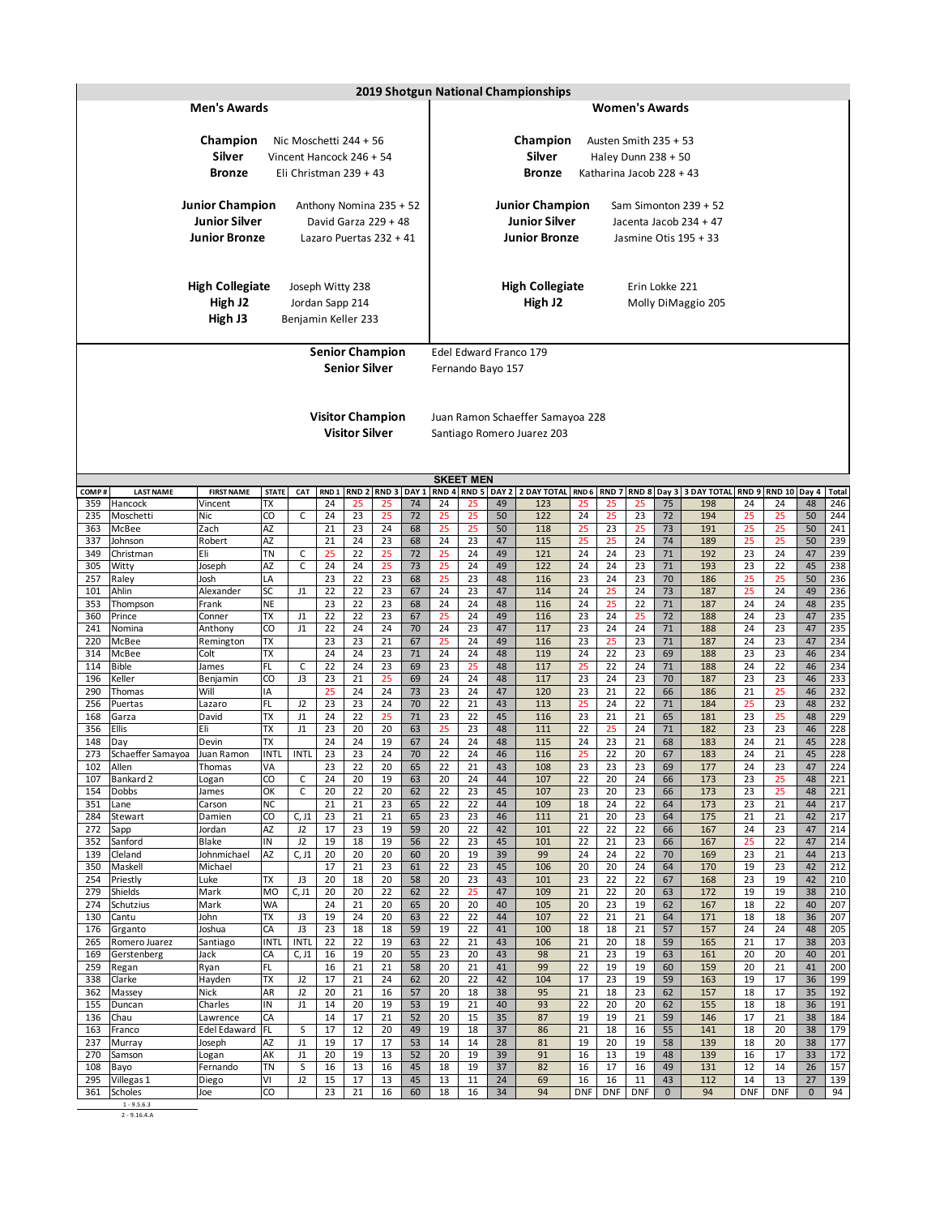# 2019 Shotgun National Championships

## Men's Awards

**Champion** Nic Moschetti 244 + 56
**Silver** Vincent Hancock 246 + 54
**Bronze** Eli Christman 239 + 43

**Junior Champion** Anthony Nomina 235 + 52
**Junior Silver** David Garza 229 + 48
**Junior Bronze** Lazaro Puertas 232 + 41

**High Collegiate** Joseph Witty 238
**High J2** Jordan Sapp 214
**High J3** Benjamin Keller 233

## Women's Awards

**Champion** Austen Smith 235 + 53
**Silver** Haley Dunn 238 + 50
**Bronze** Katharina Jacob 228 + 43

**Junior Champion** Sam Simonton 239 + 52
**Junior Silver** Jacenta Jacob 234 + 47
**Junior Bronze** Jasmine Otis 195 + 33

**High Collegiate** Erin Lokke 221
**High J2** Molly DiMaggio 205

**Senior Champion** Edel Edward Franco 179
**Senior Silver** Fernando Bayo 157

**Visitor Champion** Juan Ramon Schaeffer Samayoa 228
**Visitor Silver** Santiago Romero Juarez 203

## SKEET MEN

| COMP # | LAST NAME | FIRST NAME | STATE | CAT | RND 1 | RND 2 | RND 3 | DAY 1 | RND 4 | RND 5 | DAY 2 | 2 DAY TOTAL | RND 6 | RND 7 | RND 8 | Day 3 | 3 DAY TOTAL | RND 9 | RND 10 | Day 4 | Total |
|---|---|---|---|---|---|---|---|---|---|---|---|---|---|---|---|---|---|---|---|---|---|
| 359 | Hancock | Vincent | TX | | 24 | 25 | 25 | 74 | 24 | 25 | 49 | 123 | 25 | 25 | 25 | 75 | 198 | 24 | 24 | 48 | 246 |
| 235 | Moschetti | Nic | CO | C | 24 | 23 | 25 | 72 | 25 | 25 | 50 | 122 | 24 | 25 | 23 | 72 | 194 | 25 | 25 | 50 | 244 |
| 363 | McBee | Zach | AZ | | 21 | 23 | 24 | 68 | 25 | 25 | 50 | 118 | 25 | 23 | 25 | 73 | 191 | 25 | 25 | 50 | 241 |
| 337 | Johnson | Robert | AZ | | 21 | 24 | 23 | 68 | 24 | 23 | 47 | 115 | 25 | 25 | 24 | 74 | 189 | 25 | 25 | 50 | 239 |
| 349 | Christman | Eli | TN | C | 25 | 22 | 25 | 72 | 25 | 24 | 49 | 121 | 24 | 24 | 23 | 71 | 192 | 23 | 24 | 47 | 239 |
| 305 | Witty | Joseph | AZ | C | 24 | 24 | 25 | 73 | 25 | 24 | 49 | 122 | 24 | 24 | 23 | 71 | 193 | 23 | 22 | 45 | 238 |
| 257 | Raley | Josh | LA | | 23 | 22 | 23 | 68 | 25 | 23 | 48 | 116 | 23 | 24 | 23 | 70 | 186 | 25 | 25 | 50 | 236 |
| 101 | Ahlin | Alexander | SC | J1 | 22 | 22 | 23 | 67 | 24 | 23 | 47 | 114 | 24 | 25 | 24 | 73 | 187 | 25 | 24 | 49 | 236 |
| 353 | Thompson | Frank | NE | | 23 | 22 | 23 | 68 | 24 | 24 | 48 | 116 | 24 | 25 | 22 | 71 | 187 | 24 | 24 | 48 | 235 |
| 360 | Prince | Conner | TX | J1 | 22 | 22 | 23 | 67 | 25 | 24 | 49 | 116 | 23 | 24 | 25 | 72 | 188 | 24 | 23 | 47 | 235 |
| 241 | Nomina | Anthony | CO | J1 | 22 | 24 | 24 | 70 | 24 | 23 | 47 | 117 | 23 | 24 | 24 | 71 | 188 | 24 | 23 | 47 | 235 |
| 220 | McBee | Remington | TX | | 23 | 23 | 21 | 67 | 25 | 24 | 49 | 116 | 23 | 25 | 23 | 71 | 187 | 24 | 23 | 47 | 234 |
| 314 | McBee | Colt | TX | | 24 | 24 | 23 | 71 | 24 | 24 | 48 | 119 | 24 | 22 | 23 | 69 | 188 | 23 | 23 | 46 | 234 |
| 114 | Bible | James | FL | C | 22 | 24 | 23 | 69 | 23 | 25 | 48 | 117 | 25 | 22 | 24 | 71 | 188 | 24 | 22 | 46 | 234 |
| 196 | Keller | Benjamin | CO | J3 | 23 | 21 | 25 | 69 | 24 | 24 | 48 | 117 | 23 | 24 | 23 | 70 | 187 | 23 | 23 | 46 | 233 |
| 290 | Thomas | Will | IA | | 25 | 24 | 24 | 73 | 23 | 24 | 47 | 120 | 23 | 21 | 22 | 66 | 186 | 21 | 25 | 46 | 232 |
| 256 | Puertas | Lazaro | FL | J2 | 23 | 23 | 24 | 70 | 22 | 21 | 43 | 113 | 25 | 24 | 22 | 71 | 184 | 25 | 23 | 48 | 232 |
| 168 | Garza | David | TX | J1 | 24 | 22 | 25 | 71 | 23 | 22 | 45 | 116 | 23 | 21 | 21 | 65 | 181 | 23 | 25 | 48 | 229 |
| 356 | Ellis | Eli | TX | J1 | 23 | 20 | 20 | 63 | 25 | 23 | 48 | 111 | 22 | 25 | 24 | 71 | 182 | 23 | 23 | 46 | 228 |
| 148 | Day | Devin | TX | | 24 | 24 | 19 | 67 | 24 | 24 | 48 | 115 | 24 | 23 | 21 | 68 | 183 | 24 | 21 | 45 | 228 |
| 273 | Schaeffer Samayoa | Juan Ramon | INTL | INTL | 23 | 23 | 24 | 70 | 22 | 24 | 46 | 116 | 25 | 22 | 20 | 67 | 183 | 24 | 21 | 45 | 228 |
| 102 | Allen | Thomas | VA | | 23 | 22 | 20 | 65 | 22 | 21 | 43 | 108 | 23 | 23 | 23 | 69 | 177 | 24 | 23 | 47 | 224 |
| 107 | Bankard 2 | Logan | CO | C | 24 | 20 | 19 | 63 | 20 | 24 | 44 | 107 | 22 | 20 | 24 | 66 | 173 | 23 | 25 | 48 | 221 |
| 154 | Dobbs | James | OK | C | 20 | 22 | 20 | 62 | 22 | 23 | 45 | 107 | 23 | 20 | 23 | 66 | 173 | 23 | 25 | 48 | 221 |
| 351 | Lane | Carson | NC | | 21 | 21 | 23 | 65 | 22 | 22 | 44 | 109 | 18 | 24 | 22 | 64 | 173 | 23 | 21 | 44 | 217 |
| 284 | Stewart | Damien | CO | C, J1 | 23 | 21 | 21 | 65 | 23 | 23 | 46 | 111 | 21 | 20 | 23 | 64 | 175 | 21 | 21 | 42 | 217 |
| 272 | Sapp | Jordan | AZ | J2 | 17 | 23 | 19 | 59 | 20 | 22 | 42 | 101 | 22 | 22 | 22 | 66 | 167 | 24 | 23 | 47 | 214 |
| 352 | Sanford | Blake | IN | J2 | 19 | 18 | 19 | 56 | 22 | 23 | 45 | 101 | 22 | 21 | 23 | 66 | 167 | 25 | 22 | 47 | 214 |
| 139 | Cleland | Johnmichael | AZ | C, J1 | 20 | 20 | 20 | 60 | 20 | 19 | 39 | 99 | 24 | 24 | 22 | 70 | 169 | 23 | 21 | 44 | 213 |
| 350 | Maskell | Michael | | | 17 | 21 | 23 | 61 | 22 | 23 | 45 | 106 | 20 | 20 | 24 | 64 | 170 | 19 | 23 | 42 | 212 |
| 254 | Priestly | Luke | TX | J3 | 20 | 18 | 20 | 58 | 20 | 23 | 43 | 101 | 23 | 22 | 22 | 67 | 168 | 23 | 19 | 42 | 210 |
| 279 | Shields | Mark | MO | C, J1 | 20 | 20 | 22 | 62 | 22 | 25 | 47 | 109 | 21 | 22 | 20 | 63 | 172 | 19 | 19 | 38 | 210 |
| 274 | Schutzius | Mark | WA | | 24 | 21 | 20 | 65 | 20 | 20 | 40 | 105 | 20 | 23 | 19 | 62 | 167 | 18 | 22 | 40 | 207 |
| 130 | Cantu | John | TX | J3 | 19 | 24 | 20 | 63 | 22 | 22 | 44 | 107 | 22 | 21 | 21 | 64 | 171 | 18 | 18 | 36 | 207 |
| 176 | Grganto | Joshua | CA | J3 | 23 | 18 | 18 | 59 | 19 | 22 | 41 | 100 | 18 | 18 | 21 | 57 | 157 | 24 | 24 | 48 | 205 |
| 265 | Romero Juarez | Santiago | INTL | INTL | 22 | 22 | 19 | 63 | 22 | 21 | 43 | 106 | 21 | 20 | 18 | 59 | 165 | 21 | 17 | 38 | 203 |
| 169 | Gerstenberg | Jack | CA | C, J1 | 16 | 19 | 20 | 55 | 23 | 20 | 43 | 98 | 21 | 23 | 19 | 63 | 161 | 20 | 20 | 40 | 201 |
| 259 | Regan | Ryan | FL | | 16 | 21 | 21 | 58 | 20 | 21 | 41 | 99 | 22 | 19 | 19 | 60 | 159 | 20 | 21 | 41 | 200 |
| 338 | Clarke | Hayden | TX | J2 | 17 | 21 | 24 | 62 | 20 | 22 | 42 | 104 | 17 | 23 | 19 | 59 | 163 | 19 | 17 | 36 | 199 |
| 362 | Massey | Nick | AR | J2 | 20 | 21 | 16 | 57 | 20 | 18 | 38 | 95 | 21 | 18 | 23 | 62 | 157 | 18 | 17 | 35 | 192 |
| 155 | Duncan | Charles | IN | J1 | 14 | 20 | 19 | 53 | 19 | 21 | 40 | 93 | 22 | 20 | 20 | 62 | 155 | 18 | 18 | 36 | 191 |
| 136 | Chau | Lawrence | CA | | 14 | 17 | 21 | 52 | 20 | 15 | 35 | 87 | 19 | 19 | 21 | 59 | 146 | 17 | 21 | 38 | 184 |
| 163 | Franco | Edel Edaward | FL | S | 17 | 12 | 20 | 49 | 19 | 18 | 37 | 86 | 21 | 18 | 16 | 55 | 141 | 18 | 20 | 38 | 179 |
| 237 | Murray | Joseph | AZ | J1 | 19 | 17 | 17 | 53 | 14 | 14 | 28 | 81 | 19 | 20 | 19 | 58 | 139 | 18 | 20 | 38 | 177 |
| 270 | Samson | Logan | AK | J1 | 20 | 19 | 13 | 52 | 20 | 19 | 39 | 91 | 16 | 13 | 19 | 48 | 139 | 16 | 17 | 33 | 172 |
| 108 | Bayo | Fernando | TN | S | 16 | 13 | 16 | 45 | 18 | 19 | 37 | 82 | 16 | 17 | 16 | 49 | 131 | 12 | 14 | 26 | 157 |
| 295 | Villegas 1 | Diego | VI | J2 | 15 | 17 | 13 | 45 | 13 | 11 | 24 | 69 | 16 | 16 | 11 | 43 | 112 | 14 | 13 | 27 | 139 |
| 361 | Scholes | Joe | CO | | 23 | 21 | 16 | 60 | 18 | 16 | 34 | 94 | DNF | DNF | DNF | 0 | 94 | DNF | DNF | 0 | 94 |

1 - 9.5.6.3
2 - 9.16.4.A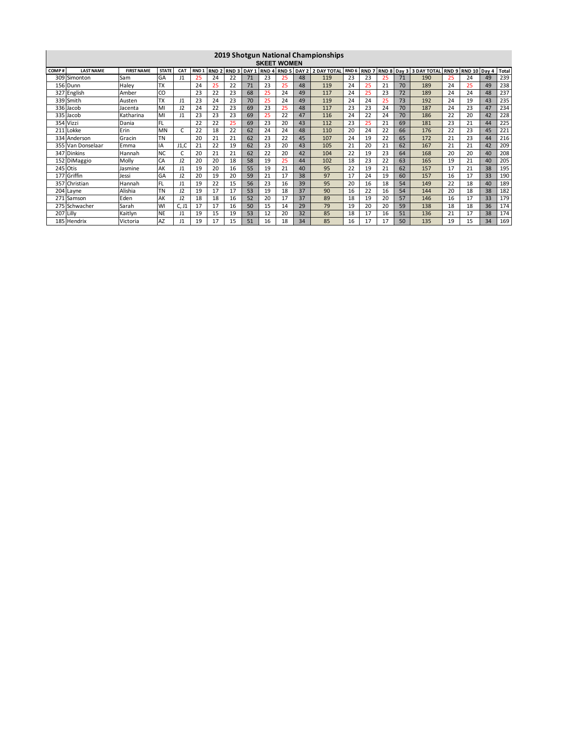# 2019 Shotgun National Championships

## SKEET WOMEN

| COMP # | LAST NAME | FIRST NAME | STATE | CAT | RND 1 | RND 2 | RND 3 | DAY 1 | RND 4 | RND 5 | DAY 2 | 2 DAY TOTAL | RND 6 | RND 7 | RND 8 | Day 3 | 3 DAY TOTAL | RND 9 | RND 10 | Day 4 | Total |
|---|---|---|---|---|---|---|---|---|---|---|---|---|---|---|---|---|---|---|---|---|---|
| 309 | Simonton | Sam | GA | J1 | 25 | 24 | 22 | 71 | 23 | 25 | 48 | 119 | 23 | 23 | 25 | 71 | 190 | 25 | 24 | 49 | 239 |
| 156 | Dunn | Haley | TX | | 24 | 25 | 22 | 71 | 23 | 25 | 48 | 119 | 24 | 25 | 21 | 70 | 189 | 24 | 25 | 49 | 238 |
| 327 | English | Amber | CO | | 23 | 22 | 23 | 68 | 25 | 24 | 49 | 117 | 24 | 25 | 23 | 72 | 189 | 24 | 24 | 48 | 237 |
| 339 | Smith | Austen | TX | J1 | 23 | 24 | 23 | 70 | 25 | 24 | 49 | 119 | 24 | 24 | 25 | 73 | 192 | 24 | 19 | 43 | 235 |
| 336 | Jacob | Jacenta | MI | J2 | 24 | 22 | 23 | 69 | 23 | 25 | 48 | 117 | 23 | 23 | 24 | 70 | 187 | 24 | 23 | 47 | 234 |
| 335 | Jacob | Katharina | MI | J1 | 23 | 23 | 23 | 69 | 25 | 22 | 47 | 116 | 24 | 22 | 24 | 70 | 186 | 22 | 20 | 42 | 228 |
| 354 | Vizzi | Dania | FL | | 22 | 22 | 25 | 69 | 23 | 20 | 43 | 112 | 23 | 25 | 21 | 69 | 181 | 23 | 21 | 44 | 225 |
| 211 | Lokke | Erin | MN | C | 22 | 18 | 22 | 62 | 24 | 24 | 48 | 110 | 20 | 24 | 22 | 66 | 176 | 22 | 23 | 45 | 221 |
| 334 | Anderson | Gracin | TN | | 20 | 21 | 21 | 62 | 23 | 22 | 45 | 107 | 24 | 19 | 22 | 65 | 172 | 21 | 23 | 44 | 216 |
| 355 | Van Donselaar | Emma | IA | J1,C | 21 | 22 | 19 | 62 | 23 | 20 | 43 | 105 | 21 | 20 | 21 | 62 | 167 | 21 | 21 | 42 | 209 |
| 347 | Dinkins | Hannah | NC | C | 20 | 21 | 21 | 62 | 22 | 20 | 42 | 104 | 22 | 19 | 23 | 64 | 168 | 20 | 20 | 40 | 208 |
| 152 | DiMaggio | Molly | CA | J2 | 20 | 20 | 18 | 58 | 19 | 25 | 44 | 102 | 18 | 23 | 22 | 63 | 165 | 19 | 21 | 40 | 205 |
| 245 | Otis | Jasmine | AK | J1 | 19 | 20 | 16 | 55 | 19 | 21 | 40 | 95 | 22 | 19 | 21 | 62 | 157 | 17 | 21 | 38 | 195 |
| 177 | Griffin | Jessi | GA | J2 | 20 | 19 | 20 | 59 | 21 | 17 | 38 | 97 | 17 | 24 | 19 | 60 | 157 | 16 | 17 | 33 | 190 |
| 357 | Christian | Hannah | FL | J1 | 19 | 22 | 15 | 56 | 23 | 16 | 39 | 95 | 20 | 16 | 18 | 54 | 149 | 22 | 18 | 40 | 189 |
| 204 | Layne | Alishia | TN | J2 | 19 | 17 | 17 | 53 | 19 | 18 | 37 | 90 | 16 | 22 | 16 | 54 | 144 | 20 | 18 | 38 | 182 |
| 271 | Samson | Eden | AK | J2 | 18 | 18 | 16 | 52 | 20 | 17 | 37 | 89 | 18 | 19 | 20 | 57 | 146 | 16 | 17 | 33 | 179 |
| 275 | Schwacher | Sarah | WI | C, J1 | 17 | 17 | 16 | 50 | 15 | 14 | 29 | 79 | 19 | 20 | 20 | 59 | 138 | 18 | 18 | 36 | 174 |
| 207 | Lilly | Kaitlyn | NE | J1 | 19 | 15 | 19 | 53 | 12 | 20 | 32 | 85 | 18 | 17 | 16 | 51 | 136 | 21 | 17 | 38 | 174 |
| 185 | Hendrix | Victoria | AZ | J1 | 19 | 17 | 15 | 51 | 16 | 18 | 34 | 85 | 16 | 17 | 17 | 50 | 135 | 19 | 15 | 34 | 169 |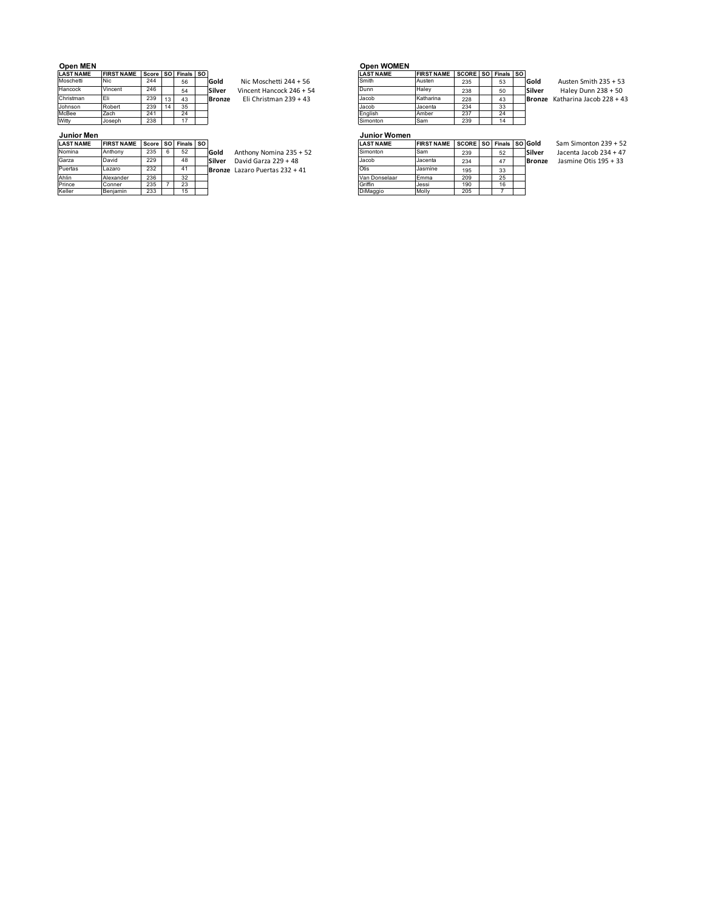### Open MEN

| LAST NAME | FIRST NAME | Score | SO | Finals | SO | | |
|---|---|---|---|---|---|---|---|
| Moschetti | Nic | 244 | | 56 | | **Gold** | Nic Moschetti 244 + 56 |
| Hancock | Vincent | 246 | | 54 | | **Silver** | Vincent Hancock 246 + 54 |
| Christman | Eli | 239 | 13 | 43 | | **Bronze** | Eli Christman 239 + 43 |
| Johnson | Robert | 239 | 14 | 35 | | | |
| McBee | Zach | 241 | | 24 | | | |
| Witty | Joseph | 238 | | 17 | | | |

### Open WOMEN

| LAST NAME | FIRST NAME | SCORE | SO | Finals | SO | | |
|---|---|---|---|---|---|---|---|
| Smith | Austen | 235 | | 53 | | **Gold** | Austen Smith 235 + 53 |
| Dunn | Haley | 238 | | 50 | | **Silver** | Haley Dunn 238 + 50 |
| Jacob | Katharina | 228 | | 43 | | **Bronze** | Katharina Jacob 228 + 43 |
| Jacob | Jacenta | 234 | | 33 | | | |
| English | Amber | 237 | | 24 | | | |
| Simonton | Sam | 239 | | 14 | | | |

### Junior Men

| LAST NAME | FIRST NAME | Score | SO | Finals | SO | | |
|---|---|---|---|---|---|---|---|
| Nomina | Anthony | 235 | 6 | 52 | | **Gold** | Anthony Nomina 235 + 52 |
| Garza | David | 229 | | 48 | | **Silver** | David Garza 229 + 48 |
| Puertas | Lazaro | 232 | | 41 | | **Bronze** | Lazaro Puertas 232 + 41 |
| Ahlin | Alexander | 236 | | 32 | | | |
| Prince | Conner | 235 | 7 | 23 | | | |
| Keller | Benjamin | 233 | | 15 | | | |

### Junior Women

| LAST NAME | FIRST NAME | SCORE | SO | Finals | SO | | |
|---|---|---|---|---|---|---|---|
| Simonton | Sam | 239 | | 52 | | **Gold** | Sam Simonton 239 + 52 |
| Jacob | Jacenta | 234 | | 47 | | **Silver** | Jacenta Jacob 234 + 47 |
| Otis | Jasmine | 195 | | 33 | | **Bronze** | Jasmine Otis 195 + 33 |
| Van Donselaar | Emma | 209 | | 25 | | | |
| Griffin | Jessi | 190 | | 16 | | | |
| DiMaggio | Molly | 205 | | 7 | | | |